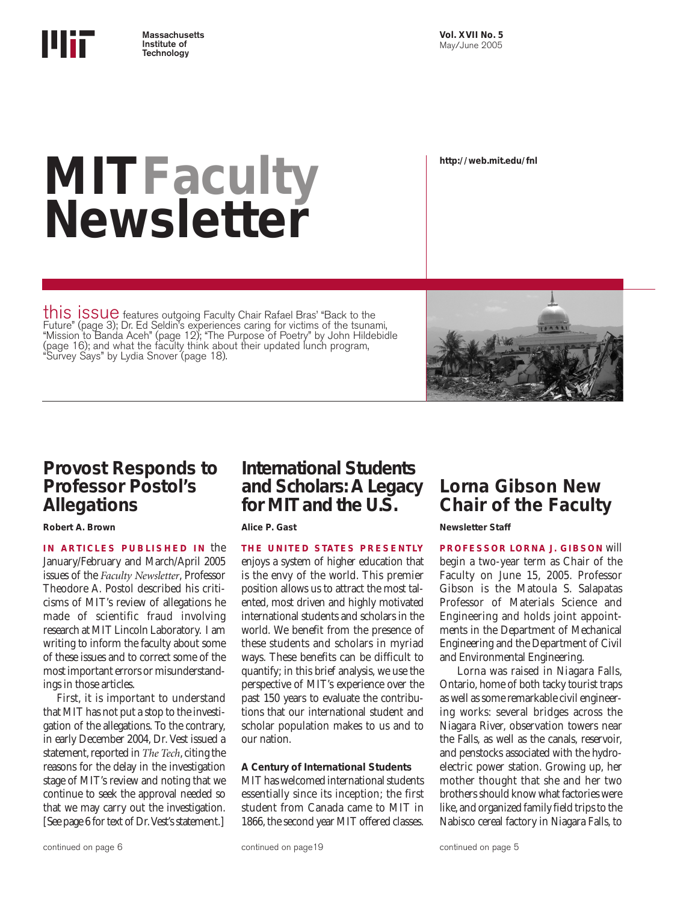Massachusetts Institute of Technology

Vol. XVII No. 5
May/June 2005

# MIT Faculty Newsletter

http://web.mit.edu/fnl

**this issue** features outgoing Faculty Chair Rafael Bras' "Back to the Future" (page 3); Dr. Ed Seldin's experiences caring for victims of the tsunami, "Mission to Banda Aceh" (page 12); "The Purpose of Poetry" by John Hildebidle (page 16); and what the faculty think about their updated lunch program, "Survey Says" by Lydia Snover (page 18).

## Provost Responds to Professor Postol's Allegations

**Robert A. Brown**

**IN ARTICLES PUBLISHED IN** the January/February and March/April 2005 issues of the *Faculty Newsletter*, Professor Theodore A. Postol described his criticisms of MIT's review of allegations he made of scientific fraud involving research at MIT Lincoln Laboratory. I am writing to inform the faculty about some of these issues and to correct some of the most important errors or misunderstandings in those articles.

First, it is important to understand that MIT has not put a stop to the investigation of the allegations. To the contrary, in early December 2004, Dr. Vest issued a statement, reported in *The Tech*, citing the reasons for the delay in the investigation stage of MIT's review and noting that we continue to seek the approval needed so that we may carry out the investigation. [See page 6 for text of Dr. Vest's statement.]

continued on page 6

## International Students and Scholars: A Legacy for MIT and the U.S.

**Alice P. Gast**

**THE UNITED STATES PRESENTLY** enjoys a system of higher education that is the envy of the world. This premier position allows us to attract the most talented, most driven and highly motivated international students and scholars in the world. We benefit from the presence of these students and scholars in myriad ways. These benefits can be difficult to quantify; in this brief analysis, we use the perspective of MIT's experience over the past 150 years to evaluate the contributions that our international student and scholar population makes to us and to our nation.

### A Century of International Students

MIT has welcomed international students essentially since its inception; the first student from Canada came to MIT in 1866, the second year MIT offered classes.

continued on page19

## Lorna Gibson New Chair of the Faculty

**Newsletter Staff**

**PROFESSOR LORNA J. GIBSON** will begin a two-year term as Chair of the Faculty on June 15, 2005. Professor Gibson is the Matoula S. Salapatas Professor of Materials Science and Engineering and holds joint appointments in the Department of Mechanical Engineering and the Department of Civil and Environmental Engineering.

Lorna was raised in Niagara Falls, Ontario, home of both tacky tourist traps as well as some remarkable civil engineering works: several bridges across the Niagara River, observation towers near the Falls, as well as the canals, reservoir, and penstocks associated with the hydroelectric power station. Growing up, her mother thought that she and her two brothers should know what factories were like, and organized family field trips to the Nabisco cereal factory in Niagara Falls, to

continued on page 5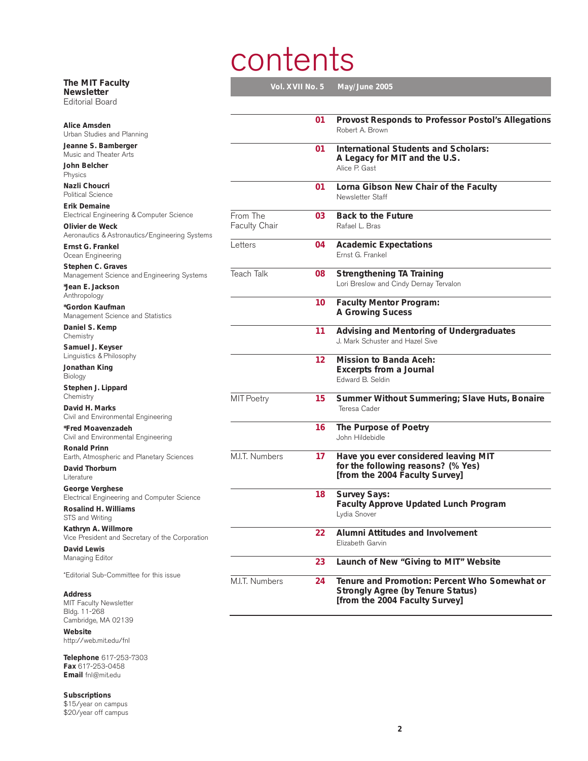# contents

**Vol. XVII No. 5 May/June 2005**

| Section | Page | Article |
|---|---|---|
| | **01** | **Provost Responds to Professor Postol's Allegations**<br>Robert A. Brown |
| | **01** | **International Students and Scholars: A Legacy for MIT and the U.S.**<br>Alice P. Gast |
| | **01** | **Lorna Gibson New Chair of the Faculty**<br>Newsletter Staff |
| From The Faculty Chair | **03** | **Back to the Future**<br>Rafael L. Bras |
| Letters | **04** | **Academic Expectations**<br>Ernst G. Frankel |
| Teach Talk | **08** | **Strengthening TA Training**<br>Lori Breslow and Cindy Dernay Tervalon |
| | **10** | **Faculty Mentor Program: A Growing Sucess** |
| | **11** | **Advising and Mentoring of Undergraduates**<br>J. Mark Schuster and Hazel Sive |
| | **12** | **Mission to Banda Aceh: Excerpts from a Journal**<br>Edward B. Seldin |
| MIT Poetry | **15** | **Summer Without Summering; Slave Huts, Bonaire**<br>Teresa Cader |
| | **16** | **The Purpose of Poetry**<br>John Hildebidle |
| M.I.T. Numbers | **17** | **Have you ever considered leaving MIT for the following reasons? (% Yes) [from the 2004 Faculty Survey]** |
| | **18** | **Survey Says: Faculty Approve Updated Lunch Program**<br>Lydia Snover |
| | **22** | **Alumni Attitudes and Involvement**<br>Elizabeth Garvin |
| | **23** | **Launch of New "Giving to MIT" Website** |
| M.I.T. Numbers | **24** | **Tenure and Promotion: Percent Who Somewhat or Strongly Agree (by Tenure Status) [from the 2004 Faculty Survey]** |

**The MIT Faculty Newsletter**
Editorial Board

**Alice Amsden**
Urban Studies and Planning

**Jeanne S. Bamberger**
Music and Theater Arts

**John Belcher**
Physics

**Nazli Choucri**
Political Science

**Erik Demaine**
Electrical Engineering & Computer Science

**Olivier de Weck**
Aeronautics & Astronautics/Engineering Systems

**Ernst G. Frankel**
Ocean Engineering

**Stephen C. Graves**
Management Science and Engineering Systems

***Jean E. Jackson**
Anthropology

***Gordon Kaufman**
Management Science and Statistics

**Daniel S. Kemp**
Chemistry

**Samuel J. Keyser**
Linguistics & Philosophy

**Jonathan King**
Biology

**Stephen J. Lippard**
Chemistry

**David H. Marks**
Civil and Environmental Engineering

***Fred Moavenzadeh**
Civil and Environmental Engineering

**Ronald Prinn**
Earth, Atmospheric and Planetary Sciences

**David Thorburn**
Literature

**George Verghese**
Electrical Engineering and Computer Science

**Rosalind H. Williams**
STS and Writing

**Kathryn A. Willmore**
Vice President and Secretary of the Corporation

**David Lewis**
Managing Editor

*Editorial Sub-Committee for this issue

**Address**
MIT Faculty Newsletter
Bldg. 11-268
Cambridge, MA 02139

**Website**
http://web.mit.edu/fnl

**Telephone** 617-253-7303
**Fax** 617-253-0458
**Email** fnl@mit.edu

**Subscriptions**
$15/year on campus
$20/year off campus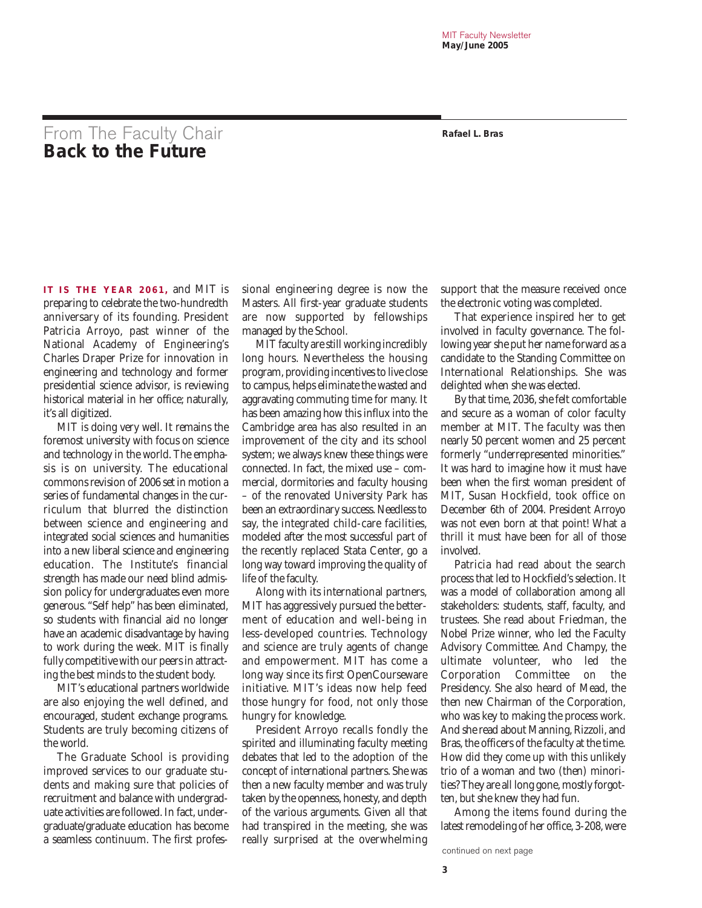## From The Faculty Chair

# Back to the Future

**Rafael L. Bras**

**IT IS THE YEAR 2061,** and MIT is preparing to celebrate the two-hundredth anniversary of its founding. President Patricia Arroyo, past winner of the National Academy of Engineering's Charles Draper Prize for innovation in engineering and technology and former presidential science advisor, is reviewing historical material in her office; naturally, it's all digitized.

MIT is doing very well. It remains the foremost university with focus on science and technology in the world. The emphasis is on university. The educational commons revision of 2006 set in motion a series of fundamental changes in the curriculum that blurred the distinction between science and engineering and integrated social sciences and humanities into a new liberal science and engineering education. The Institute's financial strength has made our need blind admission policy for undergraduates even more generous. "Self help" has been eliminated, so students with financial aid no longer have an academic disadvantage by having to work during the week. MIT is finally fully competitive with our peers in attracting the best minds to the student body.

MIT's educational partners worldwide are also enjoying the well defined, and encouraged, student exchange programs. Students are truly becoming citizens of the world.

The Graduate School is providing improved services to our graduate students and making sure that policies of recruitment and balance with undergraduate activities are followed. In fact, undergraduate/graduate education has become a seamless continuum. The first professional engineering degree is now the Masters. All first-year graduate students are now supported by fellowships managed by the School.

MIT faculty are still working incredibly long hours. Nevertheless the housing program, providing incentives to live close to campus, helps eliminate the wasted and aggravating commuting time for many. It has been amazing how this influx into the Cambridge area has also resulted in an improvement of the city and its school system; we always knew these things were connected. In fact, the mixed use – commercial, dormitories and faculty housing – of the renovated University Park has been an extraordinary success. Needless to say, the integrated child-care facilities, modeled after the most successful part of the recently replaced Stata Center, go a long way toward improving the quality of life of the faculty.

Along with its international partners, MIT has aggressively pursued the betterment of education and well-being in less-developed countries. Technology and science are truly agents of change and empowerment. MIT has come a long way since its first OpenCourseware initiative. MIT's ideas now help feed those hungry for food, not only those hungry for knowledge.

President Arroyo recalls fondly the spirited and illuminating faculty meeting debates that led to the adoption of the concept of international partners. She was then a new faculty member and was truly taken by the openness, honesty, and depth of the various arguments. Given all that had transpired in the meeting, she was really surprised at the overwhelming support that the measure received once the electronic voting was completed.

That experience inspired her to get involved in faculty governance. The following year she put her name forward as a candidate to the Standing Committee on International Relationships. She was delighted when she was elected.

By that time, 2036, she felt comfortable and secure as a woman of color faculty member at MIT. The faculty was then nearly 50 percent women and 25 percent formerly "underrepresented minorities." It was hard to imagine how it must have been when the first woman president of MIT, Susan Hockfield, took office on December 6th of 2004. President Arroyo was not even born at that point! What a thrill it must have been for all of those involved.

Patricia had read about the search process that led to Hockfield's selection. It was a model of collaboration among all stakeholders: students, staff, faculty, and trustees. She read about Friedman, the Nobel Prize winner, who led the Faculty Advisory Committee. And Champy, the ultimate volunteer, who led the Corporation Committee on the Presidency. She also heard of Mead, the then new Chairman of the Corporation, who was key to making the process work. And she read about Manning, Rizzoli, and Bras, the officers of the faculty at the time. How did they come up with this unlikely trio of a woman and two (then) minorities? They are all long gone, mostly forgotten, but she knew they had fun.

Among the items found during the latest remodeling of her office, 3-208, were

continued on next page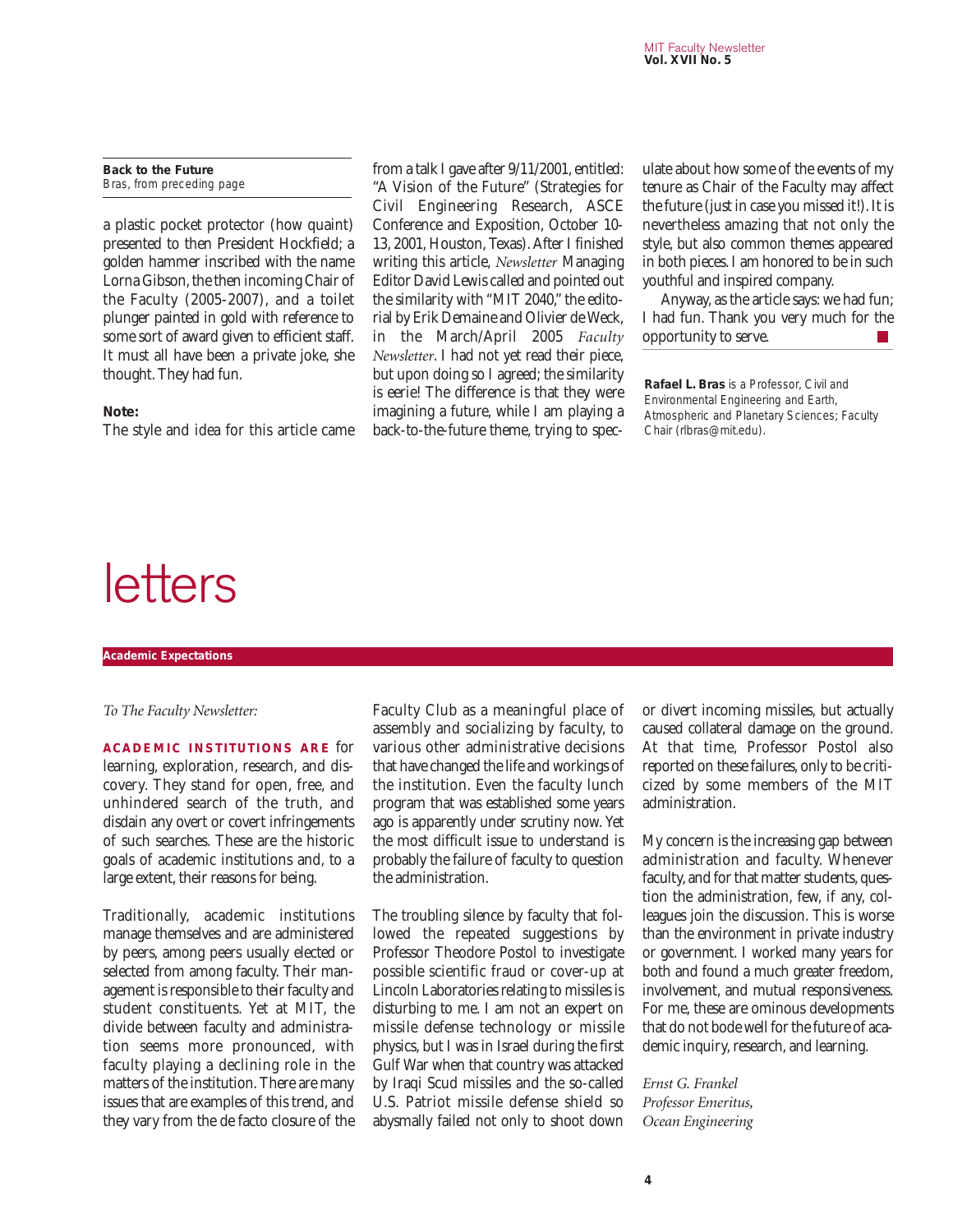**Back to the Future**
Bras, from preceding page

a plastic pocket protector (how quaint) presented to then President Hockfield; a golden hammer inscribed with the name Lorna Gibson, the then incoming Chair of the Faculty (2005-2007), and a toilet plunger painted in gold with reference to some sort of award given to efficient staff. It must all have been a private joke, she thought. They had fun.

**Note:**
The style and idea for this article came from a talk I gave after 9/11/2001, entitled: "A Vision of the Future" (Strategies for Civil Engineering Research, ASCE Conference and Exposition, October 10-13, 2001, Houston, Texas). After I finished writing this article, *Newsletter* Managing Editor David Lewis called and pointed out the similarity with "MIT 2040," the editorial by Erik Demaine and Olivier de Weck, in the March/April 2005 *Faculty Newsletter*. I had not yet read their piece, but upon doing so I agreed; the similarity is eerie! The difference is that they were imagining a future, while I am playing a back-to-the-future theme, trying to speculate about how some of the events of my tenure as Chair of the Faculty may affect the future (just in case you missed it!). It is nevertheless amazing that not only the style, but also common themes appeared in both pieces. I am honored to be in such youthful and inspired company.

Anyway, as the article says: we had fun; I had fun. Thank you very much for the opportunity to serve.

**Rafael L. Bras** is a Professor, Civil and Environmental Engineering and Earth, Atmospheric and Planetary Sciences; Faculty Chair (rlbras@mit.edu).

# letters

## Academic Expectations

*To The Faculty Newsletter:*

**ACADEMIC INSTITUTIONS ARE** for learning, exploration, research, and discovery. They stand for open, free, and unhindered search of the truth, and disdain any overt or covert infringements of such searches. These are the historic goals of academic institutions and, to a large extent, their reasons for being.

Traditionally, academic institutions manage themselves and are administered by peers, among peers usually elected or selected from among faculty. Their management is responsible to their faculty and student constituents. Yet at MIT, the divide between faculty and administration seems more pronounced, with faculty playing a declining role in the matters of the institution. There are many issues that are examples of this trend, and they vary from the de facto closure of the Faculty Club as a meaningful place of assembly and socializing by faculty, to various other administrative decisions that have changed the life and workings of the institution. Even the faculty lunch program that was established some years ago is apparently under scrutiny now. Yet the most difficult issue to understand is probably the failure of faculty to question the administration.

The troubling silence by faculty that followed the repeated suggestions by Professor Theodore Postol to investigate possible scientific fraud or cover-up at Lincoln Laboratories relating to missiles is disturbing to me. I am not an expert on missile defense technology or missile physics, but I was in Israel during the first Gulf War when that country was attacked by Iraqi Scud missiles and the so-called U.S. Patriot missile defense shield so abysmally failed not only to shoot down or divert incoming missiles, but actually caused collateral damage on the ground. At that time, Professor Postol also reported on these failures, only to be criticized by some members of the MIT administration.

My concern is the increasing gap between administration and faculty. Whenever faculty, and for that matter students, question the administration, few, if any, colleagues join the discussion. This is worse than the environment in private industry or government. I worked many years for both and found a much greater freedom, involvement, and mutual responsiveness. For me, these are ominous developments that do not bode well for the future of academic inquiry, research, and learning.

*Ernst G. Frankel*
*Professor Emeritus,*
*Ocean Engineering*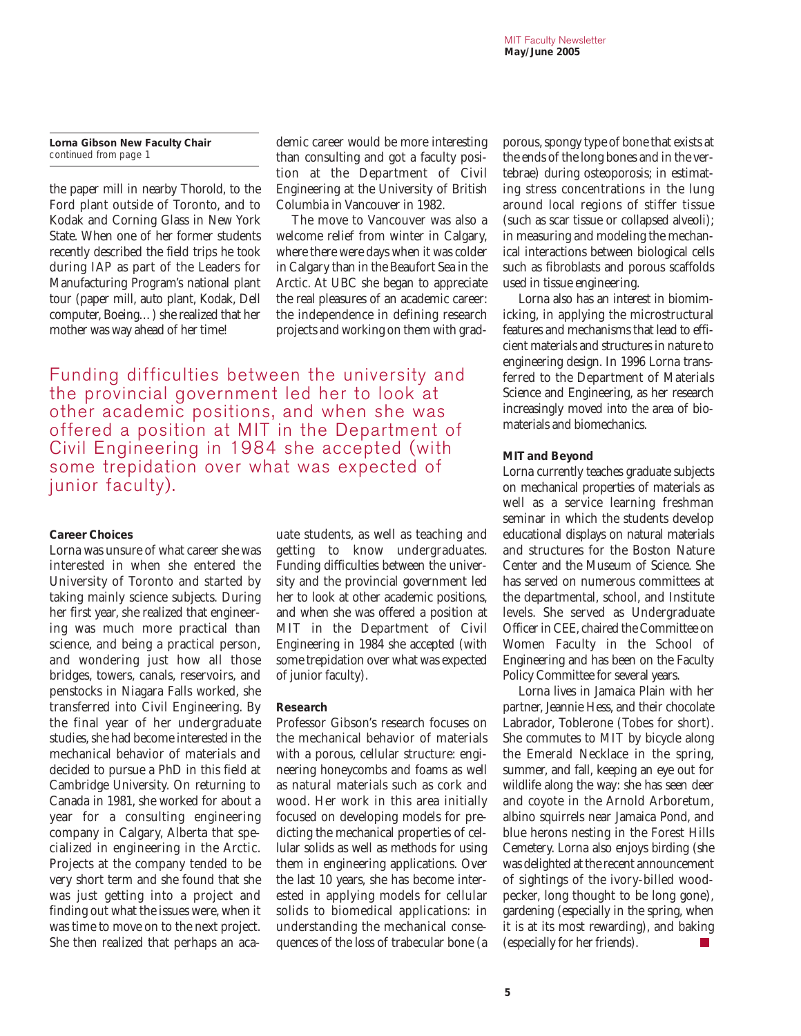**Lorna Gibson New Faculty Chair**
*continued from page 1*

the paper mill in nearby Thorold, to the Ford plant outside of Toronto, and to Kodak and Corning Glass in New York State. When one of her former students recently described the field trips he took during IAP as part of the Leaders for Manufacturing Program's national plant tour (paper mill, auto plant, Kodak, Dell computer, Boeing…) she realized that her mother was way ahead of her time!

Funding difficulties between the university and the provincial government led her to look at other academic positions, and when she was offered a position at MIT in the Department of Civil Engineering in 1984 she accepted (with some trepidation over what was expected of junior faculty).

**Career Choices**

Lorna was unsure of what career she was interested in when she entered the University of Toronto and started by taking mainly science subjects. During her first year, she realized that engineering was much more practical than science, and being a practical person, and wondering just how all those bridges, towers, canals, reservoirs, and penstocks in Niagara Falls worked, she transferred into Civil Engineering. By the final year of her undergraduate studies, she had become interested in the mechanical behavior of materials and decided to pursue a PhD in this field at Cambridge University. On returning to Canada in 1981, she worked for about a year for a consulting engineering company in Calgary, Alberta that specialized in engineering in the Arctic. Projects at the company tended to be very short term and she found that she was just getting into a project and finding out what the issues were, when it was time to move on to the next project. She then realized that perhaps an academic career would be more interesting than consulting and got a faculty position at the Department of Civil Engineering at the University of British Columbia in Vancouver in 1982.

The move to Vancouver was also a welcome relief from winter in Calgary, where there were days when it was colder in Calgary than in the Beaufort Sea in the Arctic. At UBC she began to appreciate the real pleasures of an academic career: the independence in defining research projects and working on them with graduate students, as well as teaching and getting to know undergraduates. Funding difficulties between the university and the provincial government led her to look at other academic positions, and when she was offered a position at MIT in the Department of Civil Engineering in 1984 she accepted (with some trepidation over what was expected of junior faculty).

**Research**

Professor Gibson's research focuses on the mechanical behavior of materials with a porous, cellular structure: engineering honeycombs and foams as well as natural materials such as cork and wood. Her work in this area initially focused on developing models for predicting the mechanical properties of cellular solids as well as methods for using them in engineering applications. Over the last 10 years, she has become interested in applying models for cellular solids to biomedical applications: in understanding the mechanical consequences of the loss of trabecular bone (a porous, spongy type of bone that exists at the ends of the long bones and in the vertebrae) during osteoporosis; in estimating stress concentrations in the lung around local regions of stiffer tissue (such as scar tissue or collapsed alveoli); in measuring and modeling the mechanical interactions between biological cells such as fibroblasts and porous scaffolds used in tissue engineering.

Lorna also has an interest in biomimicking, in applying the microstructural features and mechanisms that lead to efficient materials and structures in nature to engineering design. In 1996 Lorna transferred to the Department of Materials Science and Engineering, as her research increasingly moved into the area of biomaterials and biomechanics.

**MIT and Beyond**

Lorna currently teaches graduate subjects on mechanical properties of materials as well as a service learning freshman seminar in which the students develop educational displays on natural materials and structures for the Boston Nature Center and the Museum of Science. She has served on numerous committees at the departmental, school, and Institute levels. She served as Undergraduate Officer in CEE, chaired the Committee on Women Faculty in the School of Engineering and has been on the Faculty Policy Committee for several years.

Lorna lives in Jamaica Plain with her partner, Jeannie Hess, and their chocolate Labrador, Toblerone (Tobes for short). She commutes to MIT by bicycle along the Emerald Necklace in the spring, summer, and fall, keeping an eye out for wildlife along the way: she has seen deer and coyote in the Arnold Arboretum, albino squirrels near Jamaica Pond, and blue herons nesting in the Forest Hills Cemetery. Lorna also enjoys birding (she was delighted at the recent announcement of sightings of the ivory-billed woodpecker, long thought to be long gone), gardening (especially in the spring, when it is at its most rewarding), and baking (especially for her friends).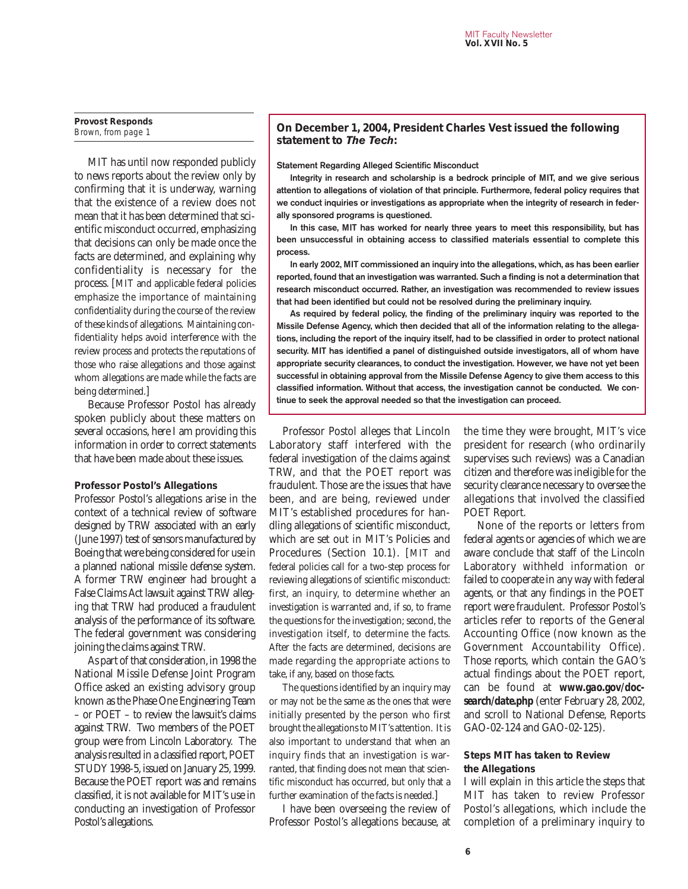**Provost Responds**
*Brown, from page 1*

MIT has until now responded publicly to news reports about the review only by confirming that it is underway, warning that the existence of a review does not mean that it has been determined that scientific misconduct occurred, emphasizing that decisions can only be made once the facts are determined, and explaining why confidentiality is necessary for the process. [MIT and applicable federal policies emphasize the importance of maintaining confidentiality during the course of the review of these kinds of allegations. Maintaining confidentiality helps avoid interference with the review process and protects the reputations of those who raise allegations and those against whom allegations are made while the facts are being determined.]

Because Professor Postol has already spoken publicly about these matters on several occasions, here I am providing this information in order to correct statements that have been made about these issues.

**Professor Postol's Allegations**

Professor Postol's allegations arise in the context of a technical review of software designed by TRW associated with an early (June 1997) test of sensors manufactured by Boeing that were being considered for use in a planned national missile defense system. A former TRW engineer had brought a False Claims Act lawsuit against TRW alleging that TRW had produced a fraudulent analysis of the performance of its software. The federal government was considering joining the claims against TRW.

As part of that consideration, in 1998 the National Missile Defense Joint Program Office asked an existing advisory group known as the Phase One Engineering Team – or POET – to review the lawsuit's claims against TRW. Two members of the POET group were from Lincoln Laboratory. The analysis resulted in a classified report, POET STUDY 1998-5, issued on January 25, 1999. Because the POET report was and remains classified, it is not available for MIT's use in conducting an investigation of Professor Postol's allegations.

**On December 1, 2004, President Charles Vest issued the following statement to *The Tech*:**

**Statement Regarding Alleged Scientific Misconduct**

**Integrity in research and scholarship is a bedrock principle of MIT, and we give serious attention to allegations of violation of that principle. Furthermore, federal policy requires that we conduct inquiries or investigations as appropriate when the integrity of research in federally sponsored programs is questioned.**

**In this case, MIT has worked for nearly three years to meet this responsibility, but has been unsuccessful in obtaining access to classified materials essential to complete this process.**

**In early 2002, MIT commissioned an inquiry into the allegations, which, as has been earlier reported, found that an investigation was warranted. Such a finding is not a determination that research misconduct occurred. Rather, an investigation was recommended to review issues that had been identified but could not be resolved during the preliminary inquiry.**

**As required by federal policy, the finding of the preliminary inquiry was reported to the Missile Defense Agency, which then decided that all of the information relating to the allegations, including the report of the inquiry itself, had to be classified in order to protect national security. MIT has identified a panel of distinguished outside investigators, all of whom have appropriate security clearances, to conduct the investigation. However, we have not yet been successful in obtaining approval from the Missile Defense Agency to give them access to this classified information. Without that access, the investigation cannot be conducted. We continue to seek the approval needed so that the investigation can proceed.**

Professor Postol alleges that Lincoln Laboratory staff interfered with the federal investigation of the claims against TRW, and that the POET report was fraudulent. Those are the issues that have been, and are being, reviewed under MIT's established procedures for handling allegations of scientific misconduct, which are set out in MIT's Policies and Procedures (Section 10.1). [MIT and federal policies call for a two-step process for reviewing allegations of scientific misconduct: first, an inquiry, to determine whether an investigation is warranted and, if so, to frame the questions for the investigation; second, the investigation itself, to determine the facts. After the facts are determined, decisions are made regarding the appropriate actions to take, if any, based on those facts.

The questions identified by an inquiry may or may not be the same as the ones that were initially presented by the person who first brought the allegations to MIT's attention. It is also important to understand that when an inquiry finds that an investigation is warranted, that finding does not mean that scientific misconduct has occurred, but only that a further examination of the facts is needed.]

I have been overseeing the review of Professor Postol's allegations because, at the time they were brought, MIT's vice president for research (who ordinarily supervises such reviews) was a Canadian citizen and therefore was ineligible for the security clearance necessary to oversee the allegations that involved the classified POET Report.

None of the reports or letters from federal agents or agencies of which we are aware conclude that staff of the Lincoln Laboratory withheld information or failed to cooperate in any way with federal agents, or that any findings in the POET report were fraudulent. Professor Postol's articles refer to reports of the General Accounting Office (now known as the Government Accountability Office). Those reports, which contain the GAO's actual findings about the POET report, can be found at ***www.gao.gov/docsearch/date.php*** (enter February 28, 2002, and scroll to National Defense, Reports GAO-02-124 and GAO-02-125).

**Steps MIT has taken to Review the Allegations**

I will explain in this article the steps that MIT has taken to review Professor Postol's allegations, which include the completion of a preliminary inquiry to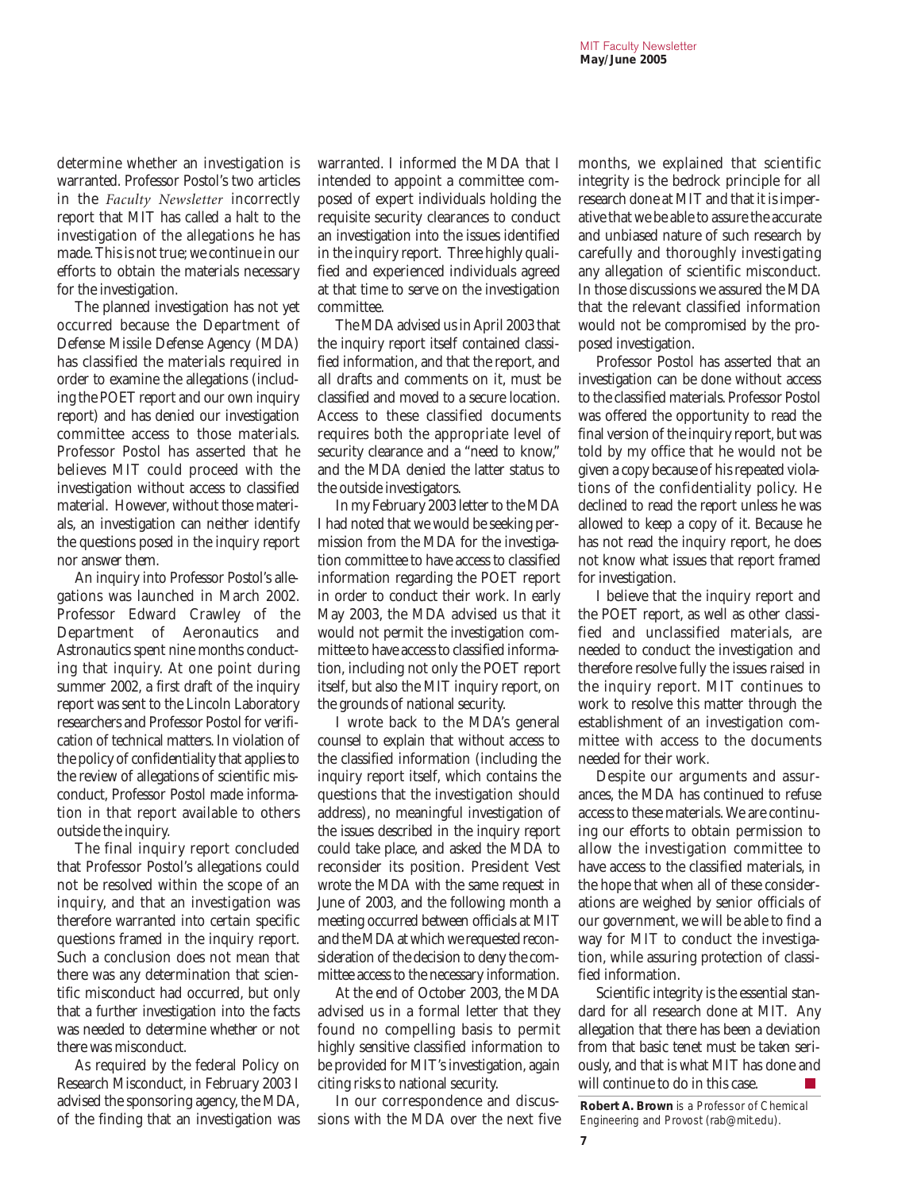determine whether an investigation is warranted. Professor Postol's two articles in the *Faculty Newsletter* incorrectly report that MIT has called a halt to the investigation of the allegations he has made. This is not true; we continue in our efforts to obtain the materials necessary for the investigation.

The planned investigation has not yet occurred because the Department of Defense Missile Defense Agency (MDA) has classified the materials required in order to examine the allegations (including the POET report and our own inquiry report) and has denied our investigation committee access to those materials. Professor Postol has asserted that he believes MIT could proceed with the investigation without access to classified material. However, without those materials, an investigation can neither identify the questions posed in the inquiry report nor answer them.

An inquiry into Professor Postol's allegations was launched in March 2002. Professor Edward Crawley of the Department of Aeronautics and Astronautics spent nine months conducting that inquiry. At one point during summer 2002, a first draft of the inquiry report was sent to the Lincoln Laboratory researchers and Professor Postol for verification of technical matters. In violation of the policy of confidentiality that applies to the review of allegations of scientific misconduct, Professor Postol made information in that report available to others outside the inquiry.

The final inquiry report concluded that Professor Postol's allegations could not be resolved within the scope of an inquiry, and that an investigation was therefore warranted into certain specific questions framed in the inquiry report. Such a conclusion does not mean that there was any determination that scientific misconduct had occurred, but only that a further investigation into the facts was needed to determine whether or not there was misconduct.

As required by the federal Policy on Research Misconduct, in February 2003 I advised the sponsoring agency, the MDA, of the finding that an investigation was warranted. I informed the MDA that I intended to appoint a committee composed of expert individuals holding the requisite security clearances to conduct an investigation into the issues identified in the inquiry report. Three highly qualified and experienced individuals agreed at that time to serve on the investigation committee.

The MDA advised us in April 2003 that the inquiry report itself contained classified information, and that the report, and all drafts and comments on it, must be classified and moved to a secure location. Access to these classified documents requires both the appropriate level of security clearance and a "need to know," and the MDA denied the latter status to the outside investigators.

In my February 2003 letter to the MDA I had noted that we would be seeking permission from the MDA for the investigation committee to have access to classified information regarding the POET report in order to conduct their work. In early May 2003, the MDA advised us that it would not permit the investigation committee to have access to classified information, including not only the POET report itself, but also the MIT inquiry report, on the grounds of national security.

I wrote back to the MDA's general counsel to explain that without access to the classified information (including the inquiry report itself, which contains the questions that the investigation should address), no meaningful investigation of the issues described in the inquiry report could take place, and asked the MDA to reconsider its position. President Vest wrote the MDA with the same request in June of 2003, and the following month a meeting occurred between officials at MIT and the MDA at which we requested reconsideration of the decision to deny the committee access to the necessary information.

At the end of October 2003, the MDA advised us in a formal letter that they found no compelling basis to permit highly sensitive classified information to be provided for MIT's investigation, again citing risks to national security.

In our correspondence and discussions with the MDA over the next five months, we explained that scientific integrity is the bedrock principle for all research done at MIT and that it is imperative that we be able to assure the accurate and unbiased nature of such research by carefully and thoroughly investigating any allegation of scientific misconduct. In those discussions we assured the MDA that the relevant classified information would not be compromised by the proposed investigation.

Professor Postol has asserted that an investigation can be done without access to the classified materials. Professor Postol was offered the opportunity to read the final version of the inquiry report, but was told by my office that he would not be given a copy because of his repeated violations of the confidentiality policy. He declined to read the report unless he was allowed to keep a copy of it. Because he has not read the inquiry report, he does not know what issues that report framed for investigation.

I believe that the inquiry report and the POET report, as well as other classified and unclassified materials, are needed to conduct the investigation and therefore resolve fully the issues raised in the inquiry report. MIT continues to work to resolve this matter through the establishment of an investigation committee with access to the documents needed for their work.

Despite our arguments and assurances, the MDA has continued to refuse access to these materials. We are continuing our efforts to obtain permission to allow the investigation committee to have access to the classified materials, in the hope that when all of these considerations are weighed by senior officials of our government, we will be able to find a way for MIT to conduct the investigation, while assuring protection of classified information.

Scientific integrity is the essential standard for all research done at MIT. Any allegation that there has been a deviation from that basic tenet must be taken seriously, and that is what MIT has done and will continue to do in this case.

**Robert A. Brown** is a Professor of Chemical Engineering and Provost (rab@mit.edu).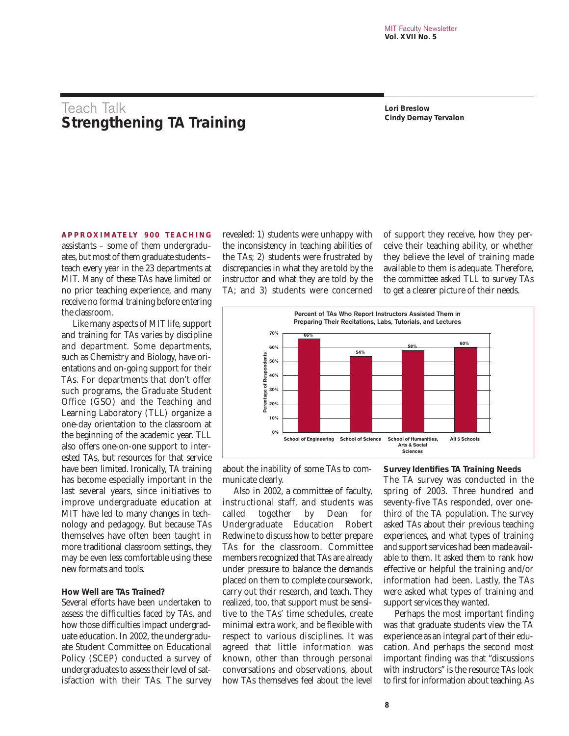Teach Talk

# Strengthening TA Training

**Lori Breslow**
**Cindy Dernay Tervalon**

**APPROXIMATELY 900 TEACHING** assistants – some of them undergraduates, but most of them graduate students – teach every year in the 23 departments at MIT. Many of these TAs have limited or no prior teaching experience, and many receive no formal training before entering the classroom.

Like many aspects of MIT life, support and training for TAs varies by discipline and department. Some departments, such as Chemistry and Biology, have orientations and on-going support for their TAs. For departments that don't offer such programs, the Graduate Student Office (GSO) and the Teaching and Learning Laboratory (TLL) organize a one-day orientation to the classroom at the beginning of the academic year. TLL also offers one-on-one support to interested TAs, but resources for that service have been limited. Ironically, TA training has become especially important in the last several years, since initiatives to improve undergraduate education at MIT have led to many changes in technology and pedagogy. But because TAs themselves have often been taught in more traditional classroom settings, they may be even less comfortable using these new formats and tools.

### How Well are TAs Trained?

Several efforts have been undertaken to assess the difficulties faced by TAs, and how those difficulties impact undergraduate education. In 2002, the undergraduate Student Committee on Educational Policy (SCEP) conducted a survey of undergraduates to assess their level of satisfaction with their TAs. The survey revealed: 1) students were unhappy with the inconsistency in teaching abilities of the TAs; 2) students were frustrated by discrepancies in what they are told by the instructor and what they are told by the TA; and 3) students were concerned about the inability of some TAs to communicate clearly.

Also in 2002, a committee of faculty, instructional staff, and students was called together by Dean for Undergraduate Education Robert Redwine to discuss how to better prepare TAs for the classroom. Committee members recognized that TAs are already under pressure to balance the demands placed on them to complete coursework, carry out their research, and teach. They realized, too, that support must be sensitive to the TAs' time schedules, create minimal extra work, and be flexible with respect to various disciplines. It was agreed that little information was known, other than through personal conversations and observations, about how TAs themselves feel about the level of support they receive, how they perceive their teaching ability, or whether they believe the level of training made available to them is adequate. Therefore, the committee asked TLL to survey TAs to get a clearer picture of their needs.

**Percent of TAs Who Report Instructors Assisted Them in Preparing Their Recitations, Labs, Tutorials, and Lectures**

| School | Percentage of Respondents |
|---|---|
| School of Engineering | 66% |
| School of Science | 54% |
| School of Humanities, Arts & Social Sciences | 58% |
| All 5 Schools | 60% |

### Survey Identifies TA Training Needs

The TA survey was conducted in the spring of 2003. Three hundred and seventy-five TAs responded, over one-third of the TA population. The survey asked TAs about their previous teaching experiences, and what types of training and support services had been made available to them. It asked them to rank how effective or helpful the training and/or information had been. Lastly, the TAs were asked what types of training and support services they wanted.

Perhaps the most important finding was that graduate students view the TA experience as an integral part of their education. And perhaps the second most important finding was that "discussions with instructors" is the resource TAs look to first for information about teaching. As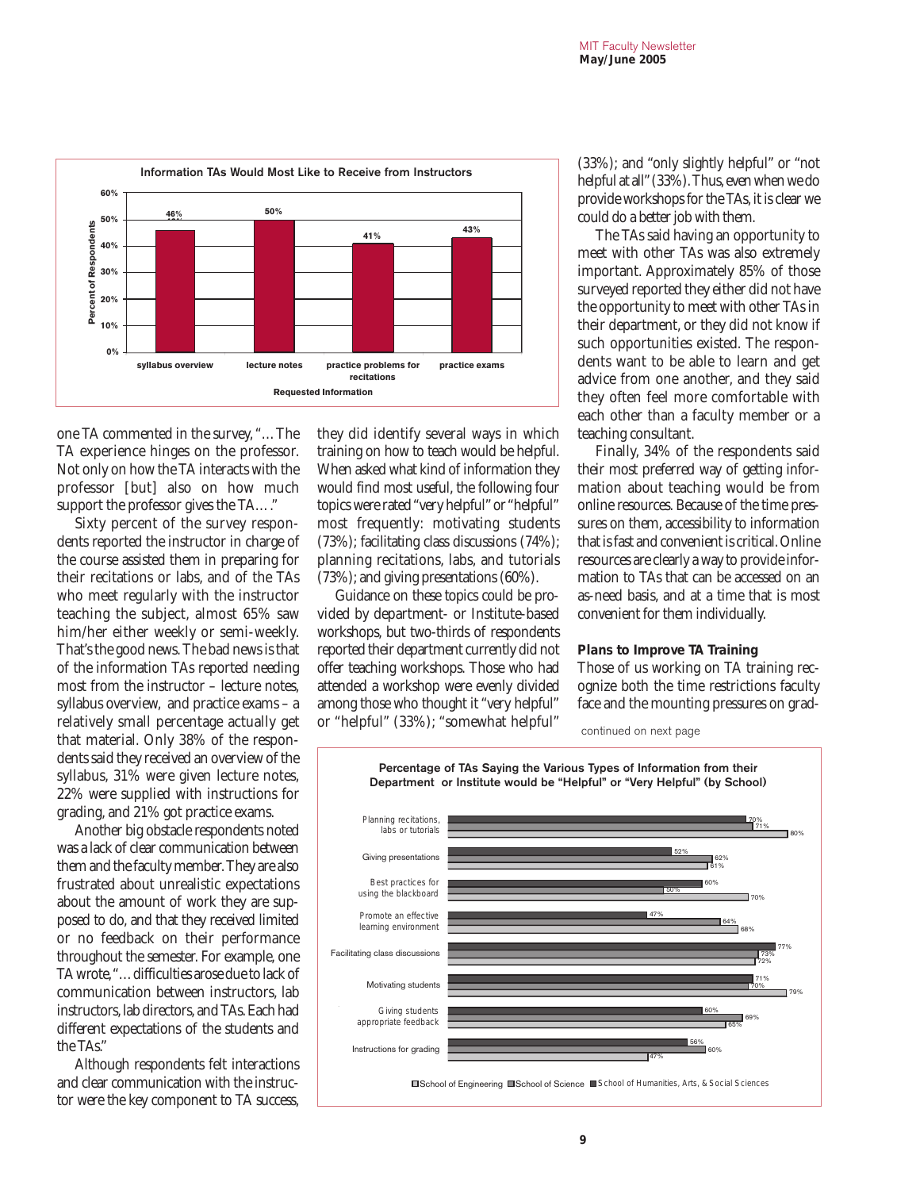**Information TAs Would Most Like to Receive from Instructors**

| Requested Information | Percent of Respondents |
|---|---|
| syllabus overview | 46% |
| lecture notes | 50% |
| practice problems for recitations | 41% |
| practice exams | 43% |

one TA commented in the survey, "…The TA experience hinges on the professor. Not only on how the TA interacts with the professor [but] also on how much support the professor gives the TA…."

Sixty percent of the survey respondents reported the instructor in charge of the course assisted them in preparing for their recitations or labs, and of the TAs who meet regularly with the instructor teaching the subject, almost 65% saw him/her either weekly or semi-weekly. That's the good news. The bad news is that of the information TAs reported needing most from the instructor – lecture notes, syllabus overview, and practice exams – a relatively small percentage actually get that material. Only 38% of the respondents said they received an overview of the syllabus, 31% were given lecture notes, 22% were supplied with instructions for grading, and 21% got practice exams.

Another big obstacle respondents noted was a lack of clear communication between them and the faculty member. They are also frustrated about unrealistic expectations about the amount of work they are supposed to do, and that they received limited or no feedback on their performance throughout the semester. For example, one TA wrote, "…difficulties arose due to lack of communication between instructors, lab instructors, lab directors, and TAs. Each had different expectations of the students and the TAs."

Although respondents felt interactions and clear communication with the instructor were the key component to TA success, they did identify several ways in which training on how to teach would be helpful. When asked what kind of information they would find most useful, the following four topics were rated "very helpful" or "helpful" most frequently: motivating students (73%); facilitating class discussions (74%); planning recitations, labs, and tutorials (73%); and giving presentations (60%).

Guidance on these topics could be provided by department- or Institute-based workshops, but two-thirds of respondents reported their department currently did not offer teaching workshops. Those who had attended a workshop were evenly divided among those who thought it "very helpful" or "helpful" (33%); "somewhat helpful" (33%); and "only slightly helpful" or "not helpful at all" (33%). Thus, even when we do provide workshops for the TAs, it is clear we could do a better job with them.

The TAs said having an opportunity to meet with other TAs was also extremely important. Approximately 85% of those surveyed reported they either did not have the opportunity to meet with other TAs in their department, or they did not know if such opportunities existed. The respondents want to be able to learn and get advice from one another, and they said they often feel more comfortable with each other than a faculty member or a teaching consultant.

Finally, 34% of the respondents said their most preferred way of getting information about teaching would be from online resources. Because of the time pressures on them, accessibility to information that is fast and convenient is critical. Online resources are clearly a way to provide information to TAs that can be accessed on an as-need basis, and at a time that is most convenient for them individually.

### Plans to Improve TA Training

Those of us working on TA training recognize both the time restrictions faculty face and the mounting pressures on grad-

continued on next page

**Percentage of TAs Saying the Various Types of Information from their Department or Institute would be "Helpful" or "Very Helpful" (by School)**

| | School of Humanities, Arts, & Social Sciences | School of Science | School of Engineering |
|---|---|---|---|
| Planning recitations, labs or tutorials | 70% | 71% | 80% |
| Giving presentations | 52% | 62% | 61% |
| Best practices for using the blackboard | 60% | 50% | 70% |
| Promote an effective learning environment | 47% | 64% | 68% |
| Facilitating class discussions | 77% | 73% | 72% |
| Motivating students | 71% | 70% | 79% |
| Giving students appropriate feedback | 60% | 69% | 65% |
| Instructions for grading | 56% | 60% | 47% |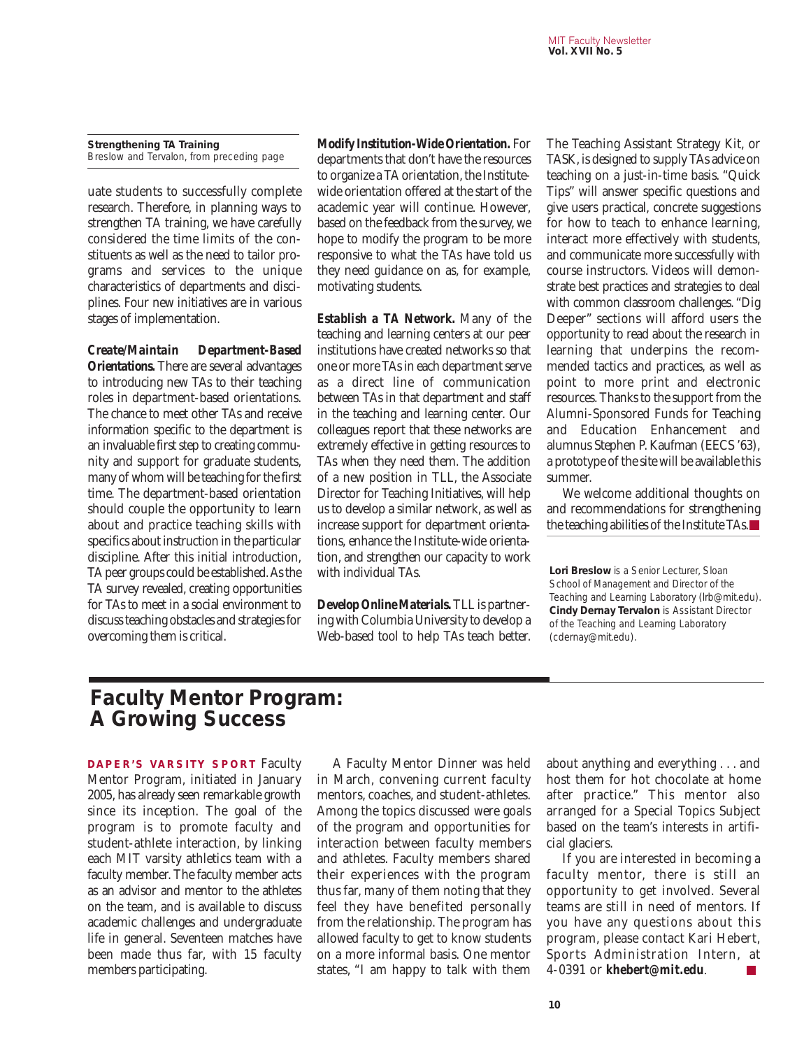**Strengthening TA Training**
*Breslow and Tervalon, from preceding page*

uate students to successfully complete research. Therefore, in planning ways to strengthen TA training, we have carefully considered the time limits of the constituents as well as the need to tailor programs and services to the unique characteristics of departments and disciplines. Four new initiatives are in various stages of implementation.

***Create/Maintain Department-Based Orientations.*** There are several advantages to introducing new TAs to their teaching roles in department-based orientations. The chance to meet other TAs and receive information specific to the department is an invaluable first step to creating community and support for graduate students, many of whom will be teaching for the first time. The department-based orientation should couple the opportunity to learn about and practice teaching skills with specifics about instruction in the particular discipline. After this initial introduction, TA peer groups could be established. As the TA survey revealed, creating opportunities for TAs to meet in a social environment to discuss teaching obstacles and strategies for overcoming them is critical.

***Modify Institution-Wide Orientation.*** For departments that don't have the resources to organize a TA orientation, the Institute-wide orientation offered at the start of the academic year will continue. However, based on the feedback from the survey, we hope to modify the program to be more responsive to what the TAs have told us they need guidance on as, for example, motivating students.

***Establish a TA Network.*** Many of the teaching and learning centers at our peer institutions have created networks so that one or more TAs in each department serve as a direct line of communication between TAs in that department and staff in the teaching and learning center. Our colleagues report that these networks are extremely effective in getting resources to TAs when they need them. The addition of a new position in TLL, the Associate Director for Teaching Initiatives, will help us to develop a similar network, as well as increase support for department orientations, enhance the Institute-wide orientation, and strengthen our capacity to work with individual TAs.

***Develop Online Materials.*** TLL is partnering with Columbia University to develop a Web-based tool to help TAs teach better. The Teaching Assistant Strategy Kit, or TASK, is designed to supply TAs advice on teaching on a just-in-time basis. "Quick Tips" will answer specific questions and give users practical, concrete suggestions for how to teach to enhance learning, interact more effectively with students, and communicate more successfully with course instructors. Videos will demonstrate best practices and strategies to deal with common classroom challenges. "Dig Deeper" sections will afford users the opportunity to read about the research in learning that underpins the recommended tactics and practices, as well as point to more print and electronic resources. Thanks to the support from the Alumni-Sponsored Funds for Teaching and Education Enhancement and alumnus Stephen P. Kaufman (EECS '63), a prototype of the site will be available this summer.

We welcome additional thoughts on and recommendations for strengthening the teaching abilities of the Institute TAs.

**Lori Breslow** is a Senior Lecturer, Sloan School of Management and Director of the Teaching and Learning Laboratory (lrb@mit.edu).
**Cindy Dernay Tervalon** is Assistant Director of the Teaching and Learning Laboratory (cdernay@mit.edu).

# Faculty Mentor Program: A Growing Success

**DAPER'S VARSITY SPORT** Faculty Mentor Program, initiated in January 2005, has already seen remarkable growth since its inception. The goal of the program is to promote faculty and student-athlete interaction, by linking each MIT varsity athletics team with a faculty member. The faculty member acts as an advisor and mentor to the athletes on the team, and is available to discuss academic challenges and undergraduate life in general. Seventeen matches have been made thus far, with 15 faculty members participating.

A Faculty Mentor Dinner was held in March, convening current faculty mentors, coaches, and student-athletes. Among the topics discussed were goals of the program and opportunities for interaction between faculty members and athletes. Faculty members shared their experiences with the program thus far, many of them noting that they feel they have benefited personally from the relationship. The program has allowed faculty to get to know students on a more informal basis. One mentor states, "I am happy to talk with them about anything and everything . . . and host them for hot chocolate at home after practice." This mentor also arranged for a Special Topics Subject based on the team's interests in artificial glaciers.

If you are interested in becoming a faculty mentor, there is still an opportunity to get involved. Several teams are still in need of mentors. If you have any questions about this program, please contact Kari Hebert, Sports Administration Intern, at 4-0391 or **khebert@mit.edu**.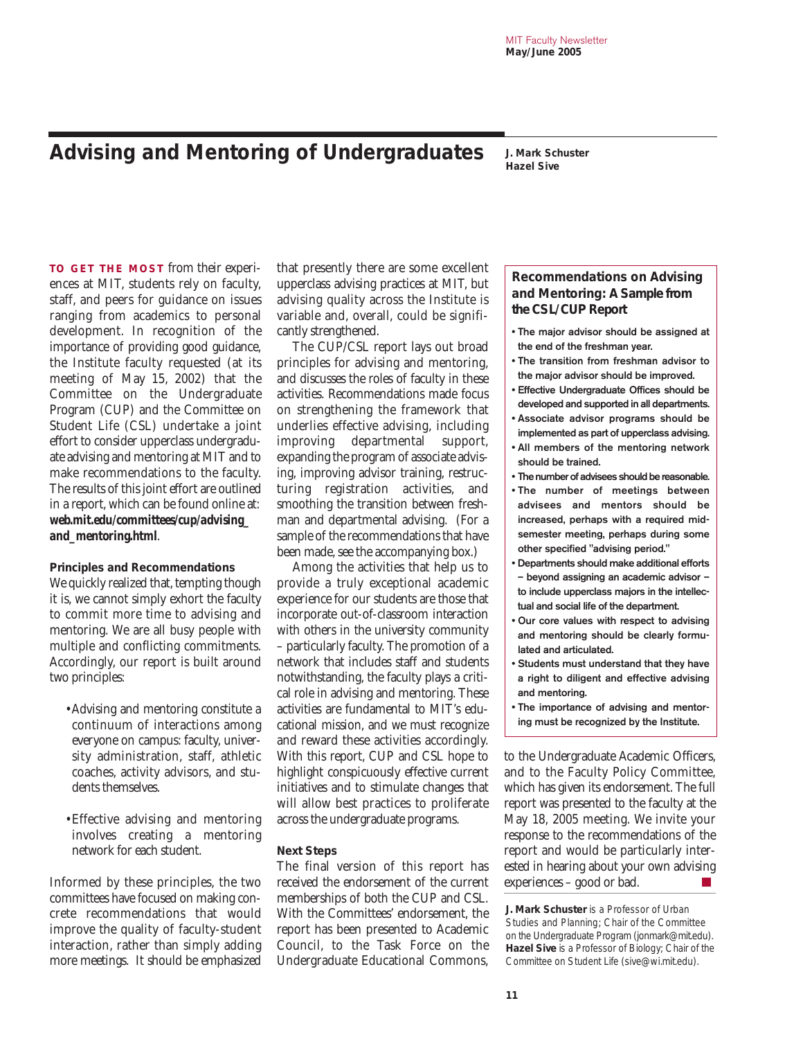# Advising and Mentoring of Undergraduates

**J. Mark Schuster**
**Hazel Sive**

**TO GET THE MOST** from their experiences at MIT, students rely on faculty, staff, and peers for guidance on issues ranging from academics to personal development. In recognition of the importance of providing good guidance, the Institute faculty requested (at its meeting of May 15, 2002) that the Committee on the Undergraduate Program (CUP) and the Committee on Student Life (CSL) undertake a joint effort to consider upperclass undergraduate advising and mentoring at MIT and to make recommendations to the faculty. The results of this joint effort are outlined in a report, which can be found online at: **web.mit.edu/committees/cup/advising_and_mentoring.html**.

### Principles and Recommendations

We quickly realized that, tempting though it is, we cannot simply exhort the faculty to commit more time to advising and mentoring. We are all busy people with multiple and conflicting commitments. Accordingly, our report is built around two principles:

- Advising and mentoring constitute a continuum of interactions among everyone on campus: faculty, university administration, staff, athletic coaches, activity advisors, and students themselves.
- Effective advising and mentoring involves creating a mentoring network for each student.

Informed by these principles, the two committees have focused on making concrete recommendations that would improve the quality of faculty-student interaction, rather than simply adding more meetings. It should be emphasized that presently there are some excellent upperclass advising practices at MIT, but advising quality across the Institute is variable and, overall, could be significantly strengthened.

The CUP/CSL report lays out broad principles for advising and mentoring, and discusses the roles of faculty in these activities. Recommendations made focus on strengthening the framework that underlies effective advising, including improving departmental support, expanding the program of associate advising, improving advisor training, restructuring registration activities, and smoothing the transition between freshman and departmental advising. (For a sample of the recommendations that have been made, see the accompanying box.)

Among the activities that help us to provide a truly exceptional academic experience for our students are those that incorporate out-of-classroom interaction with others in the university community – particularly faculty. The promotion of a network that includes staff and students notwithstanding, the faculty plays a critical role in advising and mentoring. These activities are fundamental to MIT's educational mission, and we must recognize and reward these activities accordingly. With this report, CUP and CSL hope to highlight conspicuously effective current initiatives and to stimulate changes that will allow best practices to proliferate across the undergraduate programs.

### Next Steps

The final version of this report has received the endorsement of the current memberships of both the CUP and CSL. With the Committees' endorsement, the report has been presented to Academic Council, to the Task Force on the Undergraduate Educational Commons, to the Undergraduate Academic Officers, and to the Faculty Policy Committee, which has given its endorsement. The full report was presented to the faculty at the May 18, 2005 meeting. We invite your response to the recommendations of the report and would be particularly interested in hearing about your own advising experiences – good or bad.

### Recommendations on Advising and Mentoring: A Sample from the CSL/CUP Report

- **The major advisor should be assigned at the end of the freshman year.**
- **The transition from freshman advisor to the major advisor should be improved.**
- **Effective Undergraduate Offices should be developed and supported in all departments.**
- **Associate advisor programs should be implemented as part of upperclass advising.**
- **All members of the mentoring network should be trained.**
- **The number of advisees should be reasonable.**
- **The number of meetings between advisees and mentors should be increased, perhaps with a required mid-semester meeting, perhaps during some other specified "advising period."**
- **Departments should make additional efforts – beyond assigning an academic advisor – to include upperclass majors in the intellectual and social life of the department.**
- **Our core values with respect to advising and mentoring should be clearly formulated and articulated.**
- **Students must understand that they have a right to diligent and effective advising and mentoring.**
- **The importance of advising and mentoring must be recognized by the Institute.**

**J. Mark Schuster** is a Professor of Urban Studies and Planning; Chair of the Committee on the Undergraduate Program (jonmark@mit.edu).
**Hazel Sive** is a Professor of Biology; Chair of the Committee on Student Life (sive@wi.mit.edu).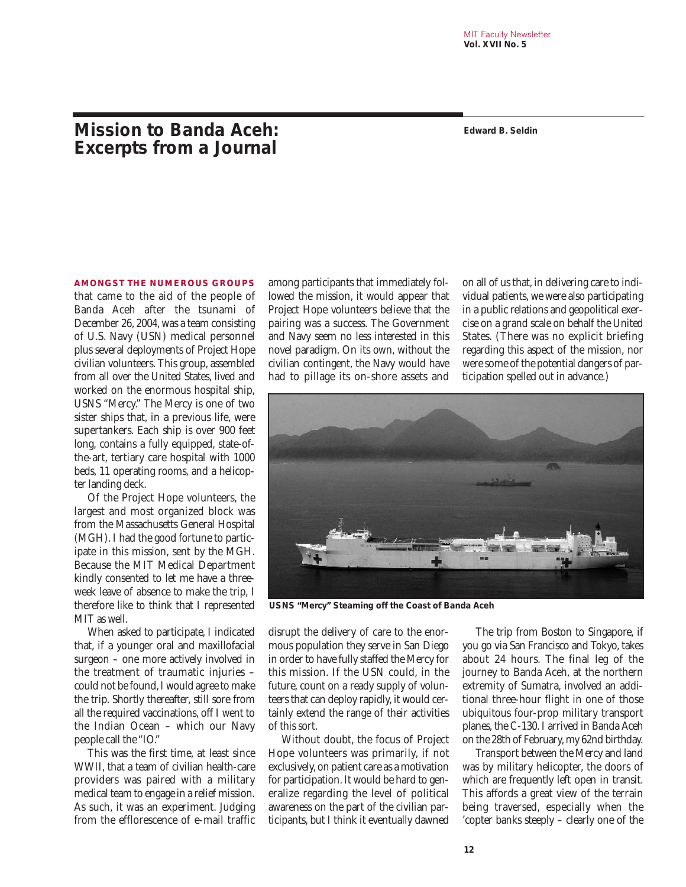# Mission to Banda Aceh: Excerpts from a Journal

**Edward B. Seldin**

**AMONGST THE NUMEROUS GROUPS** that came to the aid of the people of Banda Aceh after the tsunami of December 26, 2004, was a team consisting of U.S. Navy (USN) medical personnel plus several deployments of Project Hope civilian volunteers. This group, assembled from all over the United States, lived and worked on the enormous hospital ship, USNS "Mercy." The Mercy is one of two sister ships that, in a previous life, were supertankers. Each ship is over 900 feet long, contains a fully equipped, state-of-the-art, tertiary care hospital with 1000 beds, 11 operating rooms, and a helicopter landing deck.

Of the Project Hope volunteers, the largest and most organized block was from the Massachusetts General Hospital (MGH). I had the good fortune to participate in this mission, sent by the MGH. Because the MIT Medical Department kindly consented to let me have a three-week leave of absence to make the trip, I therefore like to think that I represented MIT as well.

When asked to participate, I indicated that, if a younger oral and maxillofacial surgeon – one more actively involved in the treatment of traumatic injuries – could not be found, I would agree to make the trip. Shortly thereafter, still sore from all the required vaccinations, off I went to the Indian Ocean – which our Navy people call the "IO."

This was the first time, at least since WWII, that a team of civilian health-care providers was paired with a military medical team to engage in a relief mission. As such, it was an experiment. Judging from the efflorescence of e-mail traffic among participants that immediately followed the mission, it would appear that Project Hope volunteers believe that the pairing was a success. The Government and Navy seem no less interested in this novel paradigm. On its own, without the civilian contingent, the Navy would have had to pillage its on-shore assets and disrupt the delivery of care to the enormous population they serve in San Diego in order to have fully staffed the Mercy for this mission. If the USN could, in the future, count on a ready supply of volunteers that can deploy rapidly, it would certainly extend the range of their activities of this sort.

Without doubt, the focus of Project Hope volunteers was primarily, if not exclusively, on patient care as a motivation for participation. It would be hard to generalize regarding the level of political awareness on the part of the civilian participants, but I think it eventually dawned on all of us that, in delivering care to individual patients, we were also participating in a public relations and geopolitical exercise on a grand scale on behalf the United States. (There was no explicit briefing regarding this aspect of the mission, nor were some of the potential dangers of participation spelled out in advance.)

**USNS "Mercy" Steaming off the Coast of Banda Aceh**

The trip from Boston to Singapore, if you go via San Francisco and Tokyo, takes about 24 hours. The final leg of the journey to Banda Aceh, at the northern extremity of Sumatra, involved an additional three-hour flight in one of those ubiquitous four-prop military transport planes, the C-130. I arrived in Banda Aceh on the 28th of February, my 62nd birthday.

Transport between the Mercy and land was by military helicopter, the doors of which are frequently left open in transit. This affords a great view of the terrain being traversed, especially when the 'copter banks steeply – clearly one of the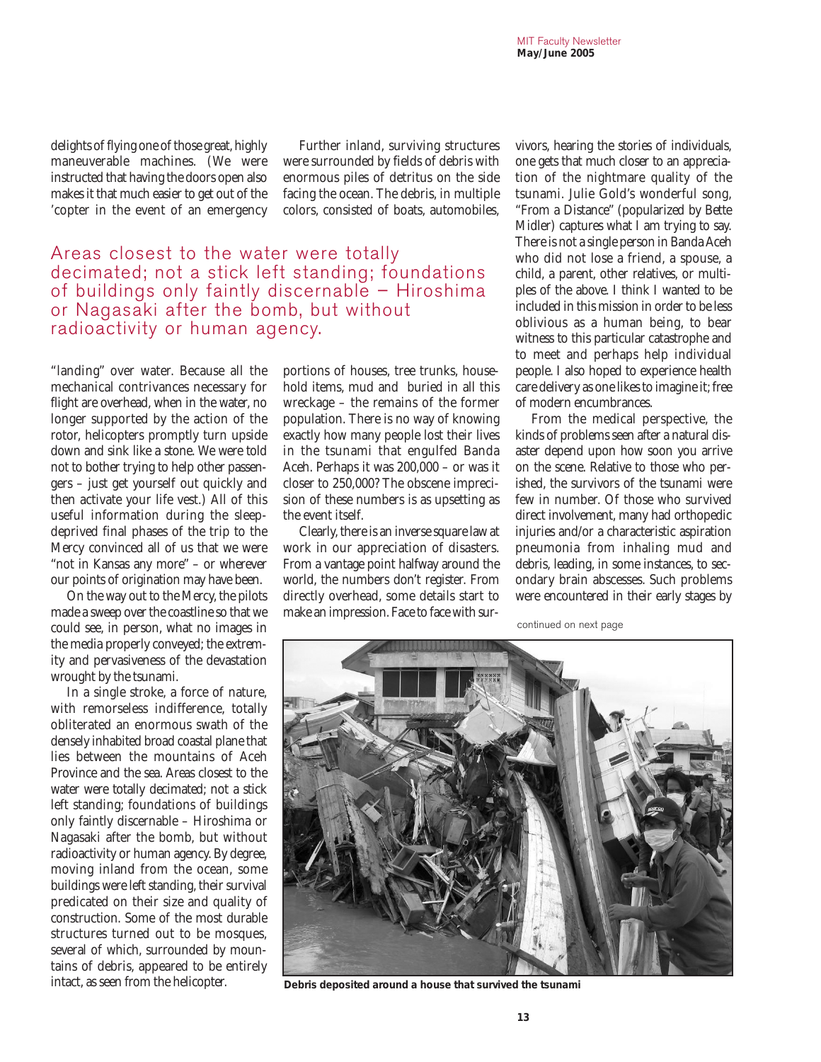delights of flying one of those great, highly maneuverable machines. (We were instructed that having the doors open also makes it that much easier to get out of the 'copter in the event of an emergency "landing" over water. Because all the mechanical contrivances necessary for flight are overhead, when in the water, no longer supported by the action of the rotor, helicopters promptly turn upside down and sink like a stone. We were told not to bother trying to help other passengers – just get yourself out quickly and then activate your life vest.) All of this useful information during the sleep-deprived final phases of the trip to the Mercy convinced all of us that we were "not in Kansas any more" – or wherever our points of origination may have been.

On the way out to the Mercy, the pilots made a sweep over the coastline so that we could see, in person, what no images in the media properly conveyed; the extremity and pervasiveness of the devastation wrought by the tsunami.

In a single stroke, a force of nature, with remorseless indifference, totally obliterated an enormous swath of the densely inhabited broad coastal plane that lies between the mountains of Aceh Province and the sea. Areas closest to the water were totally decimated; not a stick left standing; foundations of buildings only faintly discernable – Hiroshima or Nagasaki after the bomb, but without radioactivity or human agency. By degree, moving inland from the ocean, some buildings were left standing, their survival predicated on their size and quality of construction. Some of the most durable structures turned out to be mosques, several of which, surrounded by mountains of debris, appeared to be entirely intact, as seen from the helicopter.

> Areas closest to the water were totally decimated; not a stick left standing; foundations of buildings only faintly discernable – Hiroshima or Nagasaki after the bomb, but without radioactivity or human agency.

Further inland, surviving structures were surrounded by fields of debris with enormous piles of detritus on the side facing the ocean. The debris, in multiple colors, consisted of boats, automobiles, portions of houses, tree trunks, household items, mud and buried in all this wreckage – the remains of the former population. There is no way of knowing exactly how many people lost their lives in the tsunami that engulfed Banda Aceh. Perhaps it was 200,000 – or was it closer to 250,000? The obscene imprecision of these numbers is as upsetting as the event itself.

Clearly, there is an inverse square law at work in our appreciation of disasters. From a vantage point halfway around the world, the numbers don't register. From directly overhead, some details start to make an impression. Face to face with survivors, hearing the stories of individuals, one gets that much closer to an appreciation of the nightmare quality of the tsunami. Julie Gold's wonderful song, "From a Distance" (popularized by Bette Midler) captures what I am trying to say. There is not a single person in Banda Aceh who did not lose a friend, a spouse, a child, a parent, other relatives, or multiples of the above. I think I wanted to be included in this mission in order to be less oblivious as a human being, to bear witness to this particular catastrophe and to meet and perhaps help individual people. I also hoped to experience health care delivery as one likes to imagine it; free of modern encumbrances.

From the medical perspective, the kinds of problems seen after a natural disaster depend upon how soon you arrive on the scene. Relative to those who perished, the survivors of the tsunami were few in number. Of those who survived direct involvement, many had orthopedic injuries and/or a characteristic aspiration pneumonia from inhaling mud and debris, leading, in some instances, to secondary brain abscesses. Such problems were encountered in their early stages by

continued on next page

Debris deposited around a house that survived the tsunami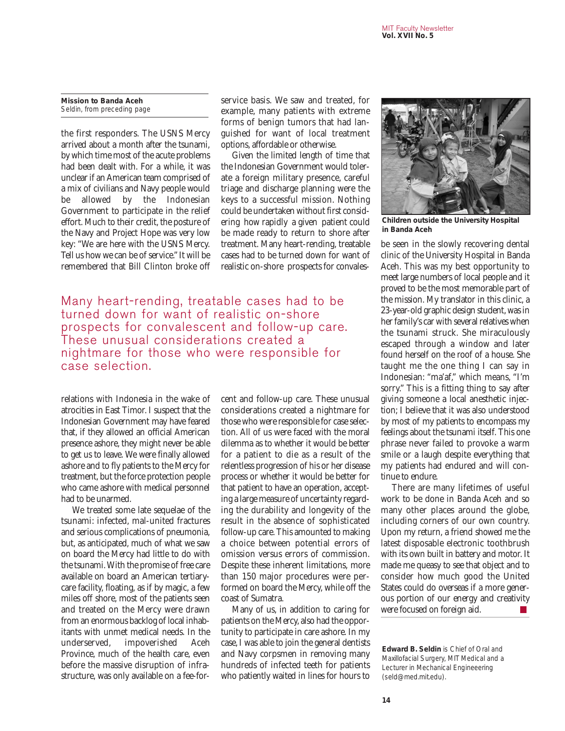**Mission to Banda Aceh**
Seldin, from preceding page

the first responders. The USNS Mercy arrived about a month after the tsunami, by which time most of the acute problems had been dealt with. For a while, it was unclear if an American team comprised of a mix of civilians and Navy people would be allowed by the Indonesian Government to participate in the relief effort. Much to their credit, the posture of the Navy and Project Hope was very low key: "We are here with the USNS Mercy. Tell us how we can be of service." It will be remembered that Bill Clinton broke off relations with Indonesia in the wake of atrocities in East Timor. I suspect that the Indonesian Government may have feared that, if they allowed an official American presence ashore, they might never be able to get us to leave. We were finally allowed ashore and to fly patients to the Mercy for treatment, but the force protection people who came ashore with medical personnel had to be unarmed.

We treated some late sequelae of the tsunami: infected, mal-united fractures and serious complications of pneumonia, but, as anticipated, much of what we saw on board the Mercy had little to do with the tsunami. With the promise of free care available on board an American tertiary-care facility, floating, as if by magic, a few miles off shore, most of the patients seen and treated on the Mercy were drawn from an enormous backlog of local inhabitants with unmet medical needs. In the underserved, impoverished Aceh Province, much of the health care, even before the massive disruption of infrastructure, was only available on a fee-for-service basis. We saw and treated, for example, many patients with extreme forms of benign tumors that had languished for want of local treatment options, affordable or otherwise.

Given the limited length of time that the Indonesian Government would tolerate a foreign military presence, careful triage and discharge planning were the keys to a successful mission. Nothing could be undertaken without first considering how rapidly a given patient could be made ready to return to shore after treatment. Many heart-rending, treatable cases had to be turned down for want of realistic on-shore prospects for convalescent and follow-up care. These unusual considerations created a nightmare for those who were responsible for case selection. All of us were faced with the moral dilemma as to whether it would be better for a patient to die as a result of the relentless progression of his or her disease process or whether it would be better for that patient to have an operation, accepting a large measure of uncertainty regarding the durability and longevity of the result in the absence of sophisticated follow-up care. This amounted to making a choice between potential errors of omission versus errors of commission. Despite these inherent limitations, more than 150 major procedures were performed on board the Mercy, while off the coast of Sumatra.

> Many heart-rending, treatable cases had to be turned down for want of realistic on-shore prospects for convalescent and follow-up care. These unusual considerations created a nightmare for those who were responsible for case selection.

Many of us, in addition to caring for patients on the Mercy, also had the opportunity to participate in care ashore. In my case, I was able to join the general dentists and Navy corpsmen in removing many hundreds of infected teeth for patients who patiently waited in lines for hours to be seen in the slowly recovering dental clinic of the University Hospital in Banda Aceh. This was my best opportunity to meet large numbers of local people and it proved to be the most memorable part of the mission. My translator in this clinic, a 23-year-old graphic design student, was in her family's car with several relatives when the tsunami struck. She miraculously escaped through a window and later found herself on the roof of a house. She taught me the one thing I can say in Indonesian: "ma'af," which means, "I'm sorry." This is a fitting thing to say after giving someone a local anesthetic injection; I believe that it was also understood by most of my patients to encompass my feelings about the tsunami itself. This one phrase never failed to provoke a warm smile or a laugh despite everything that my patients had endured and will continue to endure.

**Children outside the University Hospital in Banda Aceh**

There are many lifetimes of useful work to be done in Banda Aceh and so many other places around the globe, including corners of our own country. Upon my return, a friend showed me the latest disposable electronic toothbrush with its own built in battery and motor. It made me queasy to see that object and to consider how much good the United States could do overseas if a more generous portion of our energy and creativity were focused on foreign aid.

**Edward B. Seldin** is Chief of Oral and Maxillofacial Surgery, MIT Medical and a Lecturer in Mechanical Engineeering (seld@med.mit.edu).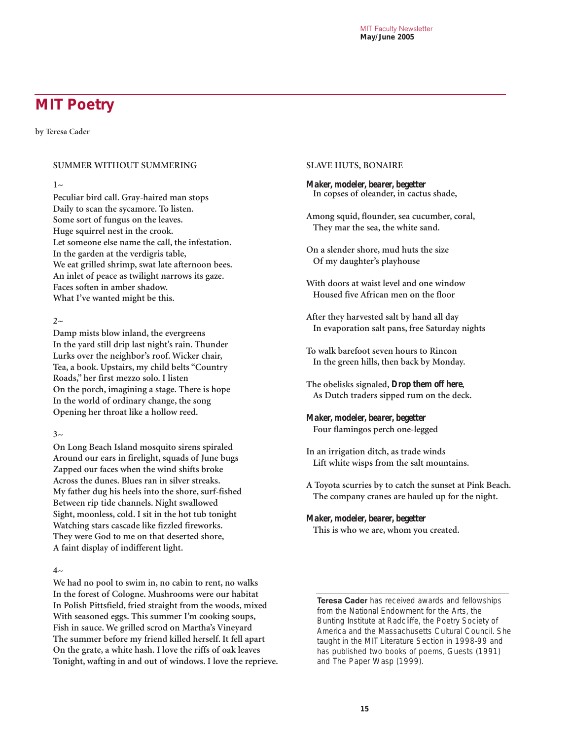# MIT Poetry

by Teresa Cader

### SUMMER WITHOUT SUMMERING

1~

Peculiar bird call. Gray-haired man stops
Daily to scan the sycamore. To listen.
Some sort of fungus on the leaves.
Huge squirrel nest in the crook.
Let someone else name the call, the infestation.
In the garden at the verdigris table,
We eat grilled shrimp, swat late afternoon bees.
An inlet of peace as twilight narrows its gaze.
Faces soften in amber shadow.
What I've wanted might be this.

2~

Damp mists blow inland, the evergreens
In the yard still drip last night's rain. Thunder
Lurks over the neighbor's roof. Wicker chair,
Tea, a book. Upstairs, my child belts "Country
Roads," her first mezzo solo. I listen
On the porch, imagining a stage. There is hope
In the world of ordinary change, the song
Opening her throat like a hollow reed.

3~

On Long Beach Island mosquito sirens spiraled
Around our ears in firelight, squads of June bugs
Zapped our faces when the wind shifts broke
Across the dunes. Blues ran in silver streaks.
My father dug his heels into the shore, surf-fished
Between rip tide channels. Night swallowed
Sight, moonless, cold. I sit in the hot tub tonight
Watching stars cascade like fizzled fireworks.
They were God to me on that deserted shore,
A faint display of indifferent light.

4~

We had no pool to swim in, no cabin to rent, no walks
In the forest of Cologne. Mushrooms were our habitat
In Polish Pittsfield, fried straight from the woods, mixed
With seasoned eggs. This summer I'm cooking soups,
Fish in sauce. We grilled scrod on Martha's Vineyard
The summer before my friend killed herself. It fell apart
On the grate, a white hash. I love the riffs of oak leaves
Tonight, wafting in and out of windows. I love the reprieve.

### SLAVE HUTS, BONAIRE

***Maker, modeler, bearer, begetter***
In copses of oleander, in cactus shade,

Among squid, flounder, sea cucumber, coral,
They mar the sea, the white sand.

On a slender shore, mud huts the size
Of my daughter's playhouse

With doors at waist level and one window
Housed five African men on the floor

After they harvested salt by hand all day
In evaporation salt pans, free Saturday nights

To walk barefoot seven hours to Rincon
In the green hills, then back by Monday.

The obelisks signaled, ***Drop them off here***,
As Dutch traders sipped rum on the deck.

***Maker, modeler, bearer, begetter***
Four flamingos perch one-legged

In an irrigation ditch, as trade winds
Lift white wisps from the salt mountains.

A Toyota scurries by to catch the sunset at Pink Beach.
The company cranes are hauled up for the night.

***Maker, modeler, bearer, begetter***
This is who we are, whom you created.

---

**Teresa Cader** has received awards and fellowships from the National Endowment for the Arts, the Bunting Institute at Radcliffe, the Poetry Society of America and the Massachusetts Cultural Council. She taught in the MIT Literature Section in 1998-99 and has published two books of poems, Guests (1991) and The Paper Wasp (1999).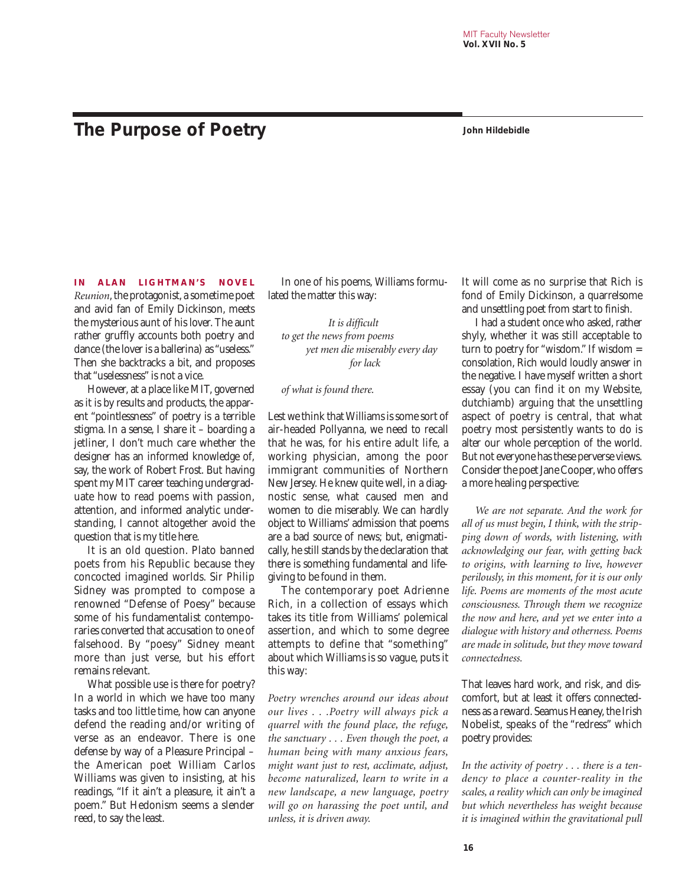# The Purpose of Poetry

**John Hildebidle**

**IN ALAN LIGHTMAN'S NOVEL** *Reunion*, the protagonist, a sometime poet and avid fan of Emily Dickinson, meets the mysterious aunt of his lover. The aunt rather gruffly accounts both poetry and dance (the lover is a ballerina) as "useless." Then she backtracks a bit, and proposes that "uselessness" is not a vice.

However, at a place like MIT, governed as it is by results and products, the apparent "pointlessness" of poetry is a terrible stigma. In a sense, I share it – boarding a jetliner, I don't much care whether the designer has an informed knowledge of, say, the work of Robert Frost. But having spent my MIT career teaching undergraduate how to read poems with passion, attention, and informed analytic understanding, I cannot altogether avoid the question that is my title here.

It is an old question. Plato banned poets from his Republic because they concocted imagined worlds. Sir Philip Sidney was prompted to compose a renowned "Defense of Poesy" because some of his fundamentalist contemporaries converted that accusation to one of falsehood. By "poesy" Sidney meant more than just verse, but his effort remains relevant.

What possible use is there for poetry? In a world in which we have too many tasks and too little time, how can anyone defend the reading and/or writing of verse as an endeavor. There is one defense by way of a Pleasure Principal – the American poet William Carlos Williams was given to insisting, at his readings, "If it ain't a pleasure, it ain't a poem." But Hedonism seems a slender reed, to say the least.

In one of his poems, Williams formulated the matter this way:

> *It is difficult*
> *to get the news from poems*
> *yet men die miserably every day*
> *for lack*
>
> *of what is found there.*

Lest we think that Williams is some sort of air-headed Pollyanna, we need to recall that he was, for his entire adult life, a working physician, among the poor immigrant communities of Northern New Jersey. He knew quite well, in a diagnostic sense, what caused men and women to die miserably. We can hardly object to Williams' admission that poems are a bad source of news; but, enigmatically, he still stands by the declaration that there is something fundamental and life-giving to be found in them.

The contemporary poet Adrienne Rich, in a collection of essays which takes its title from Williams' polemical assertion, and which to some degree attempts to define that "something" about which Williams is so vague, puts it this way:

> *Poetry wrenches around our ideas about our lives . . .Poetry will always pick a quarrel with the found place, the refuge, the sanctuary . . . Even though the poet, a human being with many anxious fears, might want just to rest, acclimate, adjust, become naturalized, learn to write in a new landscape, a new language, poetry will go on harassing the poet until, and unless, it is driven away.*

It will come as no surprise that Rich is fond of Emily Dickinson, a quarrelsome and unsettling poet from start to finish.

I had a student once who asked, rather shyly, whether it was still acceptable to turn to poetry for "wisdom." If wisdom = consolation, Rich would loudly answer in the negative. I have myself written a short essay (you can find it on my Website, dutchiamb) arguing that the unsettling aspect of poetry is central, that what poetry most persistently wants to do is alter our whole perception of the world. But not everyone has these perverse views. Consider the poet Jane Cooper, who offers a more healing perspective:

> *We are not separate. And the work for all of us must begin, I think, with the stripping down of words, with listening, with acknowledging our fear, with getting back to origins, with learning to live, however perilously, in this moment, for it is our only life. Poems are moments of the most acute consciousness. Through them we recognize the now and here, and yet we enter into a dialogue with history and otherness. Poems are made in solitude, but they move toward connectedness.*

That leaves hard work, and risk, and discomfort, but at least it offers connectedness as a reward. Seamus Heaney, the Irish Nobelist, speaks of the "redress" which poetry provides:

> *In the activity of poetry . . . there is a tendency to place a counter-reality in the scales, a reality which can only be imagined but which nevertheless has weight because it is imagined within the gravitational pull*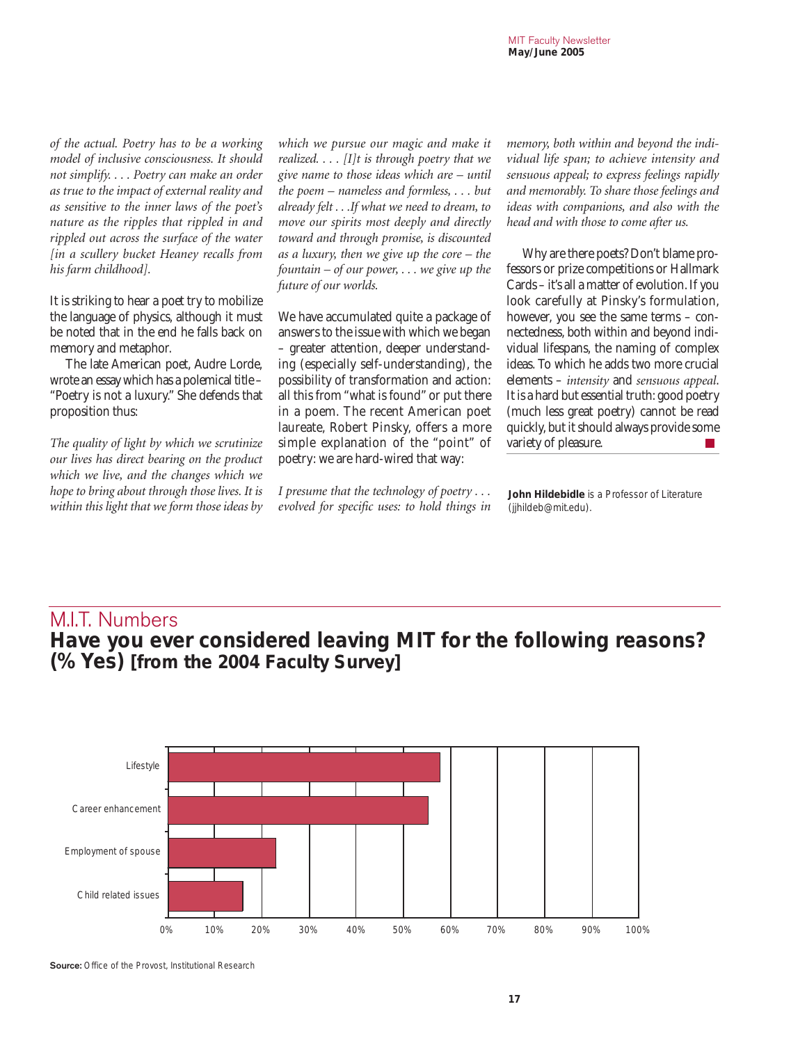*of the actual. Poetry has to be a working model of inclusive consciousness. It should not simplify. . . . Poetry can make an order as true to the impact of external reality and as sensitive to the inner laws of the poet's nature as the ripples that rippled in and rippled out across the surface of the water [in a scullery bucket Heaney recalls from his farm childhood].*

It is striking to hear a poet try to mobilize the language of physics, although it must be noted that in the end he falls back on memory and metaphor.

The late American poet, Audre Lorde, wrote an essay which has a polemical title – "Poetry is not a luxury." She defends that proposition thus:

*The quality of light by which we scrutinize our lives has direct bearing on the product which we live, and the changes which we hope to bring about through those lives. It is within this light that we form those ideas by which we pursue our magic and make it realized. . . . [I]t is through poetry that we give name to those ideas which are – until the poem – nameless and formless, . . . but already felt . . .If what we need to dream, to move our spirits most deeply and directly toward and through promise, is discounted as a luxury, then we give up the core – the fountain – of our power, . . . we give up the future of our worlds.*

We have accumulated quite a package of answers to the issue with which we began – greater attention, deeper understanding (especially self-understanding), the possibility of transformation and action: all this from "what is found" or put there in a poem. The recent American poet laureate, Robert Pinsky, offers a more simple explanation of the "point" of poetry: we are hard-wired that way:

*I presume that the technology of poetry . . . evolved for specific uses: to hold things in memory, both within and beyond the individual life span; to achieve intensity and sensuous appeal; to express feelings rapidly and memorably. To share those feelings and ideas with companions, and also with the head and with those to come after us.*

Why are there poets? Don't blame professors or prize competitions or Hallmark Cards – it's all a matter of evolution. If you look carefully at Pinsky's formulation, however, you see the same terms – connectedness, both within and beyond individual lifespans, the naming of complex ideas. To which he adds two more crucial elements – *intensity* and *sensuous appeal*. It is a hard but essential truth: good poetry (much less great poetry) cannot be read quickly, but it should always provide some variety of pleasure.

**John Hildebidle** is a Professor of Literature (jjhildeb@mit.edu).

## M.I.T. Numbers

### Have you ever considered leaving MIT for the following reasons? (% Yes) [from the 2004 Faculty Survey]

| Reason | % Yes (approx.) |
|---|---|
| Lifestyle | ~58% |
| Career enhancement | ~55% |
| Employment of spouse | ~23% |
| Child related issues | ~16% |

**Source:** Office of the Provost, Institutional Research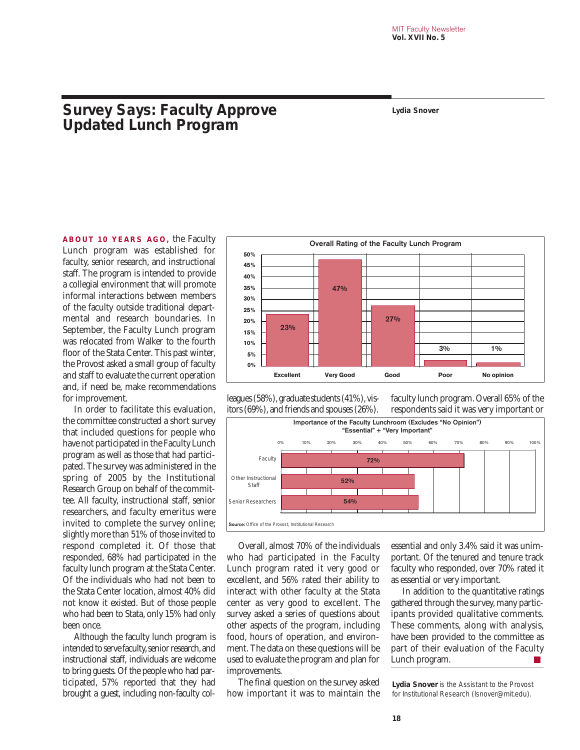# Survey Says: Faculty Approve Updated Lunch Program

**Lydia Snover**

**ABOUT 10 YEARS AGO,** the Faculty Lunch program was established for faculty, senior research, and instructional staff. The program is intended to provide a collegial environment that will promote informal interactions between members of the faculty outside traditional departmental and research boundaries. In September, the Faculty Lunch program was relocated from Walker to the fourth floor of the Stata Center. This past winter, the Provost asked a small group of faculty and staff to evaluate the current operation and, if need be, make recommendations for improvement.

In order to facilitate this evaluation, the committee constructed a short survey that included questions for people who have not participated in the Faculty Lunch program as well as those that had participated. The survey was administered in the spring of 2005 by the Institutional Research Group on behalf of the committee. All faculty, instructional staff, senior researchers, and faculty emeritus were invited to complete the survey online; slightly more than 51% of those invited to respond completed it. Of those that responded, 68% had participated in the faculty lunch program at the Stata Center. Of the individuals who had not been to the Stata Center location, almost 40% did not know it existed. But of those people who had been to Stata, only 15% had only been once.

Although the faculty lunch program is intended to serve faculty, senior research, and instructional staff, individuals are welcome to bring guests. Of the people who had participated, 57% reported that they had brought a guest, including non-faculty colleagues (58%), graduate students (41%), visitors (69%), and friends and spouses (26%).

**Overall Rating of the Faculty Lunch Program**

| Excellent | Very Good | Good | Poor | No opinion |
|---|---|---|---|---|
| 23% | 47% | 27% | 3% | 1% |

**Importance of the Faculty Lunchroom (Excludes "No Opinion")**
**"Essential" + "Very Important"**

| Group | Percent |
|---|---|
| Faculty | 72% |
| Other Instructional Staff | 52% |
| Senior Researchers | 54% |

**Source:** Office of the Provost, Institutional Research

Overall, almost 70% of the individuals who had participated in the Faculty Lunch program rated it very good or excellent, and 56% rated their ability to interact with other faculty at the Stata center as very good to excellent. The survey asked a series of questions about other aspects of the program, including food, hours of operation, and environment. The data on these questions will be used to evaluate the program and plan for improvements.

The final question on the survey asked how important it was to maintain the faculty lunch program. Overall 65% of the respondents said it was very important or essential and only 3.4% said it was unimportant. Of the tenured and tenure track faculty who responded, over 70% rated it as essential or very important.

In addition to the quantitative ratings gathered through the survey, many participants provided qualitative comments. These comments, along with analysis, have been provided to the committee as part of their evaluation of the Faculty Lunch program.

**Lydia Snover** is the Assistant to the Provost for Institutional Research (lsnover@mit.edu).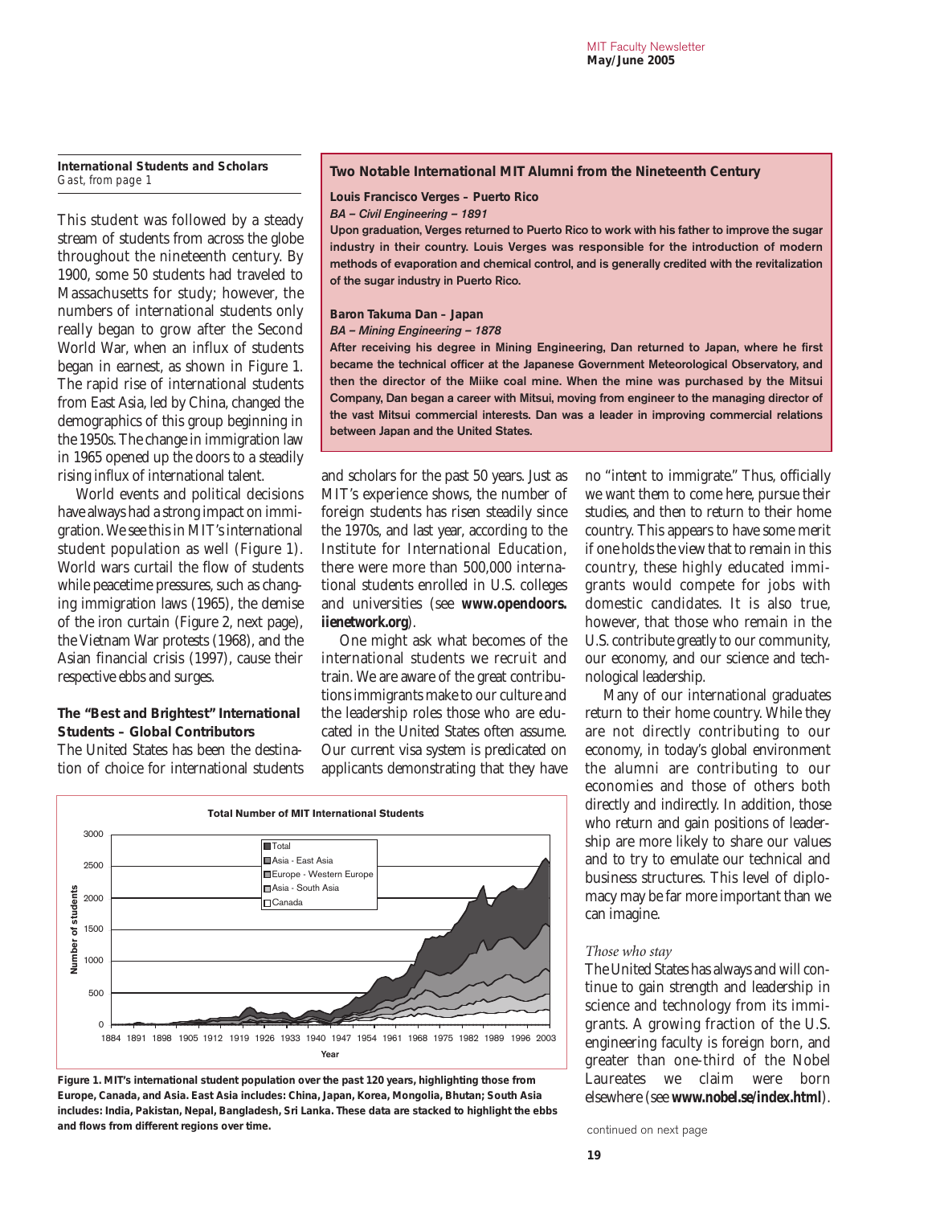**International Students and Scholars**
*Gast, from page 1*

This student was followed by a steady stream of students from across the globe throughout the nineteenth century. By 1900, some 50 students had traveled to Massachusetts for study; however, the numbers of international students only really began to grow after the Second World War, when an influx of students began in earnest, as shown in Figure 1. The rapid rise of international students from East Asia, led by China, changed the demographics of this group beginning in the 1950s. The change in immigration law in 1965 opened up the doors to a steadily rising influx of international talent.

World events and political decisions have always had a strong impact on immigration. We see this in MIT's international student population as well (Figure 1). World wars curtail the flow of students while peacetime pressures, such as changing immigration laws (1965), the demise of the iron curtain (Figure 2, next page), the Vietnam War protests (1968), and the Asian financial crisis (1997), cause their respective ebbs and surges.

### Two Notable International MIT Alumni from the Nineteenth Century

**Louis Francisco Verges – Puerto Rico**
***BA – Civil Engineering – 1891***

**Upon graduation, Verges returned to Puerto Rico to work with his father to improve the sugar industry in their country. Louis Verges was responsible for the introduction of modern methods of evaporation and chemical control, and is generally credited with the revitalization of the sugar industry in Puerto Rico.**

**Baron Takuma Dan – Japan**
***BA – Mining Engineering – 1878***

**After receiving his degree in Mining Engineering, Dan returned to Japan, where he first became the technical officer at the Japanese Government Meteorological Observatory, and then the director of the Miike coal mine. When the mine was purchased by the Mitsui Company, Dan began a career with Mitsui, moving from engineer to the managing director of the vast Mitsui commercial interests. Dan was a leader in improving commercial relations between Japan and the United States.**

### The "Best and Brightest" International Students – Global Contributors

The United States has been the destination of choice for international students and scholars for the past 50 years. Just as MIT's experience shows, the number of foreign students has risen steadily since the 1970s, and last year, according to the Institute for International Education, there were more than 500,000 international students enrolled in U.S. colleges and universities (see **www.opendoors.iienetwork.org**).

One might ask what becomes of the international students we recruit and train. We are aware of the great contributions immigrants make to our culture and the leadership roles those who are educated in the United States often assume. Our current visa system is predicated on applicants demonstrating that they have no "intent to immigrate." Thus, officially we want them to come here, pursue their studies, and then to return to their home country. This appears to have some merit if one holds the view that to remain in this country, these highly educated immigrants would compete for jobs with domestic candidates. It is also true, however, that those who remain in the U.S. contribute greatly to our community, our economy, and our science and technological leadership.

Many of our international graduates return to their home country. While they are not directly contributing to our economy, in today's global environment the alumni are contributing to our economies and those of others both directly and indirectly. In addition, those who return and gain positions of leadership are more likely to share our values and to try to emulate our technical and business structures. This level of diplomacy may be far more important than we can imagine.

**Figure 1. MIT's international student population over the past 120 years, highlighting those from Europe, Canada, and Asia. East Asia includes: China, Japan, Korea, Mongolia, Bhutan; South Asia includes: India, Pakistan, Nepal, Bangladesh, Sri Lanka. These data are stacked to highlight the ebbs and flows from different regions over time.**

#### *Those who stay*

The United States has always and will continue to gain strength and leadership in science and technology from its immigrants. A growing fraction of the U.S. engineering faculty is foreign born, and greater than one-third of the Nobel Laureates we claim were born elsewhere (see **www.nobel.se/index.html**).

continued on next page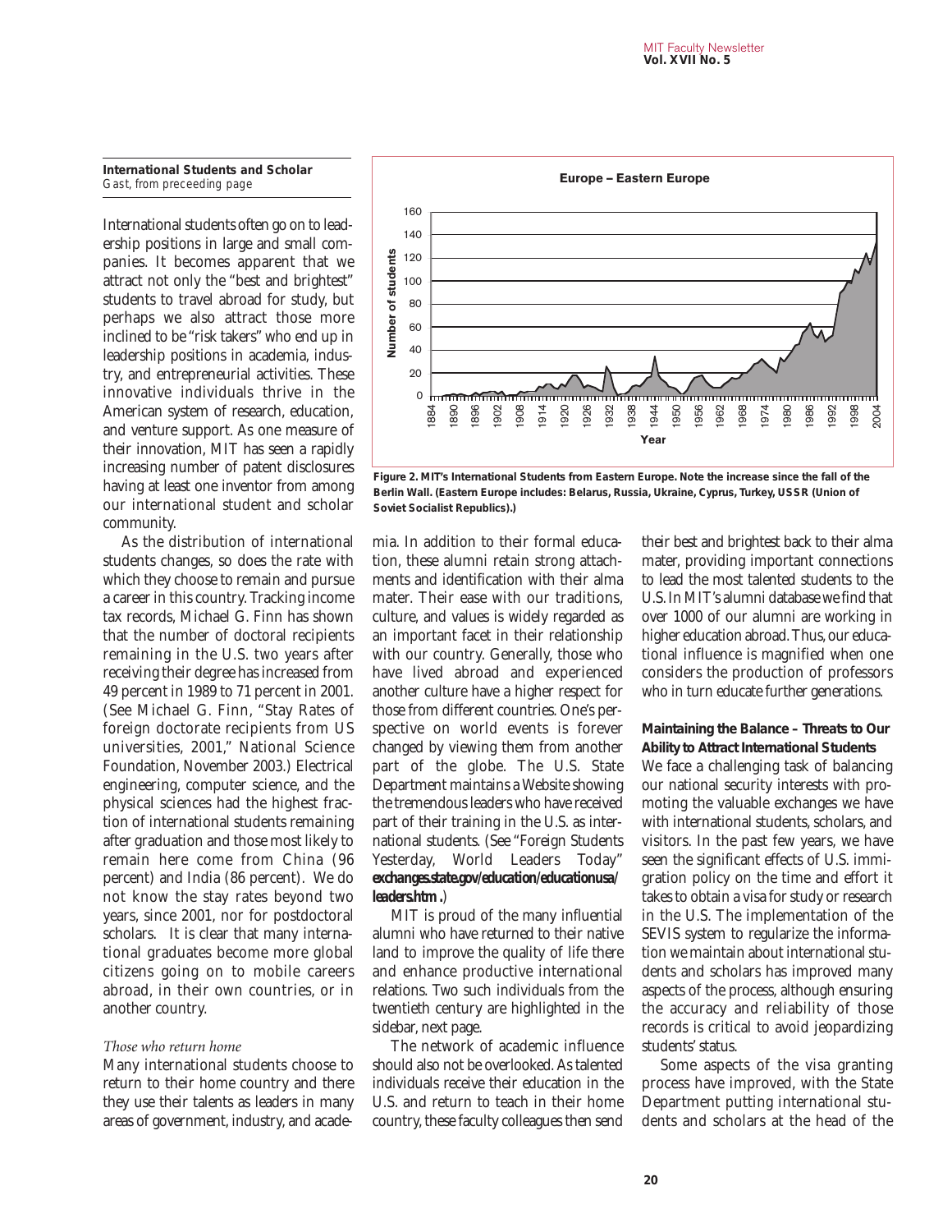**International Students and Scholar**
*Gast, from preceeding page*

International students often go on to leadership positions in large and small companies. It becomes apparent that we attract not only the "best and brightest" students to travel abroad for study, but perhaps we also attract those more inclined to be "risk takers" who end up in leadership positions in academia, industry, and entrepreneurial activities. These innovative individuals thrive in the American system of research, education, and venture support. As one measure of their innovation, MIT has seen a rapidly increasing number of patent disclosures having at least one inventor from among our international student and scholar community.

As the distribution of international students changes, so does the rate with which they choose to remain and pursue a career in this country. Tracking income tax records, Michael G. Finn has shown that the number of doctoral recipients remaining in the U.S. two years after receiving their degree has increased from 49 percent in 1989 to 71 percent in 2001. (See Michael G. Finn, "Stay Rates of foreign doctorate recipients from US universities, 2001," National Science Foundation, November 2003.) Electrical engineering, computer science, and the physical sciences had the highest fraction of international students remaining after graduation and those most likely to remain here come from China (96 percent) and India (86 percent). We do not know the stay rates beyond two years, since 2001, nor for postdoctoral scholars. It is clear that many international graduates become more global citizens going on to mobile careers abroad, in their own countries, or in another country.

**Figure 2. MIT's International Students from Eastern Europe. Note the increase since the fall of the Berlin Wall. (Eastern Europe includes: Belarus, Russia, Ukraine, Cyprus, Turkey, USSR (Union of Soviet Socialist Republics).)**

*Those who return home*

Many international students choose to return to their home country and there they use their talents as leaders in many areas of government, industry, and academia. In addition to their formal education, these alumni retain strong attachments and identification with their alma mater. Their ease with our traditions, culture, and values is widely regarded as an important facet in their relationship with our country. Generally, those who have lived abroad and experienced another culture have a higher respect for those from different countries. One's perspective on world events is forever changed by viewing them from another part of the globe. The U.S. State Department maintains a Website showing the tremendous leaders who have received part of their training in the U.S. as international students. (See "Foreign Students Yesterday, World Leaders Today" **exchanges.state.gov/education/educationusa/leaders.htm**.)

MIT is proud of the many influential alumni who have returned to their native land to improve the quality of life there and enhance productive international relations. Two such individuals from the twentieth century are highlighted in the sidebar, next page.

The network of academic influence should also not be overlooked. As talented individuals receive their education in the U.S. and return to teach in their home country, these faculty colleagues then send their best and brightest back to their alma mater, providing important connections to lead the most talented students to the U.S. In MIT's alumni database we find that over 1000 of our alumni are working in higher education abroad. Thus, our educational influence is magnified when one considers the production of professors who in turn educate further generations.

**Maintaining the Balance – Threats to Our Ability to Attract International Students**

We face a challenging task of balancing our national security interests with promoting the valuable exchanges we have with international students, scholars, and visitors. In the past few years, we have seen the significant effects of U.S. immigration policy on the time and effort it takes to obtain a visa for study or research in the U.S. The implementation of the SEVIS system to regularize the information we maintain about international students and scholars has improved many aspects of the process, although ensuring the accuracy and reliability of those records is critical to avoid jeopardizing students' status.

Some aspects of the visa granting process have improved, with the State Department putting international students and scholars at the head of the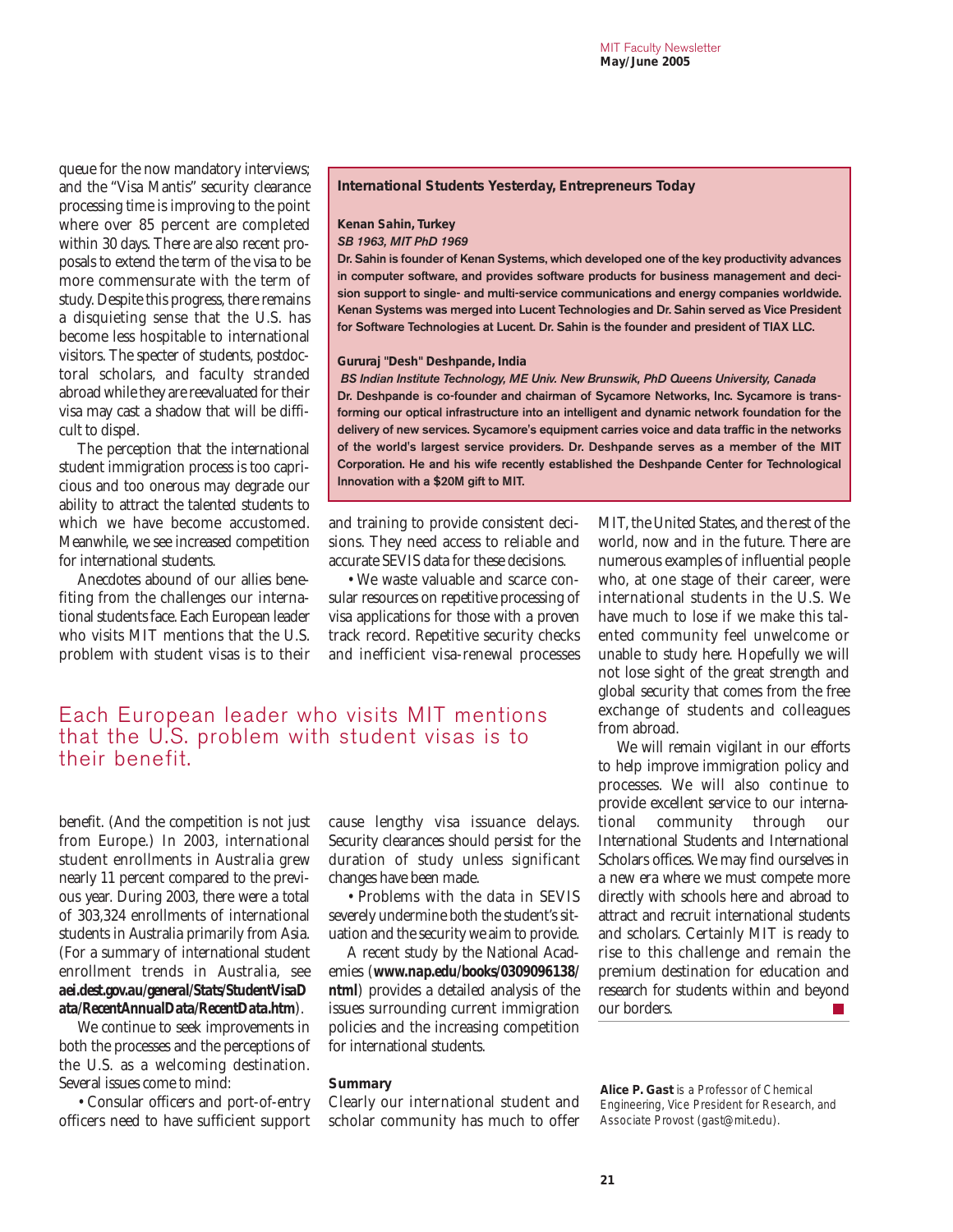queue for the now mandatory interviews; and the "Visa Mantis" security clearance processing time is improving to the point where over 85 percent are completed within 30 days. There are also recent proposals to extend the term of the visa to be more commensurate with the term of study. Despite this progress, there remains a disquieting sense that the U.S. has become less hospitable to international visitors. The specter of students, postdoctoral scholars, and faculty stranded abroad while they are reevaluated for their visa may cast a shadow that will be difficult to dispel.

The perception that the international student immigration process is too capricious and too onerous may degrade our ability to attract the talented students to which we have become accustomed. Meanwhile, we see increased competition for international students.

Anecdotes abound of our allies benefiting from the challenges our international students face. Each European leader who visits MIT mentions that the U.S. problem with student visas is to their benefit. (And the competition is not just from Europe.) In 2003, international student enrollments in Australia grew nearly 11 percent compared to the previous year. During 2003, there were a total of 303,324 enrollments of international students in Australia primarily from Asia. (For a summary of international student enrollment trends in Australia, see **aei.dest.gov.au/general/Stats/StudentVisaData/RecentAnnualData/RecentData.htm**).

We continue to seek improvements in both the processes and the perceptions of the U.S. as a welcoming destination. Several issues come to mind:

- Consular officers and port-of-entry officers need to have sufficient support and training to provide consistent decisions. They need access to reliable and accurate SEVIS data for these decisions.
- We waste valuable and scarce consular resources on repetitive processing of visa applications for those with a proven track record. Repetitive security checks and inefficient visa-renewal processes cause lengthy visa issuance delays. Security clearances should persist for the duration of study unless significant changes have been made.
- Problems with the data in SEVIS severely undermine both the student's situation and the security we aim to provide.

A recent study by the National Academies (**www.nap.edu/books/0309096138/html**) provides a detailed analysis of the issues surrounding current immigration policies and the increasing competition for international students.

> Each European leader who visits MIT mentions that the U.S. problem with student visas is to their benefit.

### International Students Yesterday, Entrepreneurs Today

**Kenan Sahin, Turkey**
***SB 1963, MIT PhD 1969***
**Dr. Sahin is founder of Kenan Systems, which developed one of the key productivity advances in computer software, and provides software products for business management and decision support to single- and multi-service communications and energy companies worldwide. Kenan Systems was merged into Lucent Technologies and Dr. Sahin served as Vice President for Software Technologies at Lucent. Dr. Sahin is the founder and president of TIAX LLC.**

**Gururaj "Desh" Deshpande, India**
***BS Indian Institute Technology, ME Univ. New Brunswik, PhD Queens University, Canada***
**Dr. Deshpande is co-founder and chairman of Sycamore Networks, Inc. Sycamore is transforming our optical infrastructure into an intelligent and dynamic network foundation for the delivery of new services. Sycamore's equipment carries voice and data traffic in the networks of the world's largest service providers. Dr. Deshpande serves as a member of the MIT Corporation. He and his wife recently established the Deshpande Center for Technological Innovation with a $20M gift to MIT.**

### Summary

Clearly our international student and scholar community has much to offer MIT, the United States, and the rest of the world, now and in the future. There are numerous examples of influential people who, at one stage of their career, were international students in the U.S. We have much to lose if we make this talented community feel unwelcome or unable to study here. Hopefully we will not lose sight of the great strength and global security that comes from the free exchange of students and colleagues from abroad.

We will remain vigilant in our efforts to help improve immigration policy and processes. We will also continue to provide excellent service to our international community through our International Students and International Scholars offices. We may find ourselves in a new era where we must compete more directly with schools here and abroad to attract and recruit international students and scholars. Certainly MIT is ready to rise to this challenge and remain the premium destination for education and research for students within and beyond our borders.

**Alice P. Gast** is a Professor of Chemical Engineering, Vice President for Research, and Associate Provost (gast@mit.edu).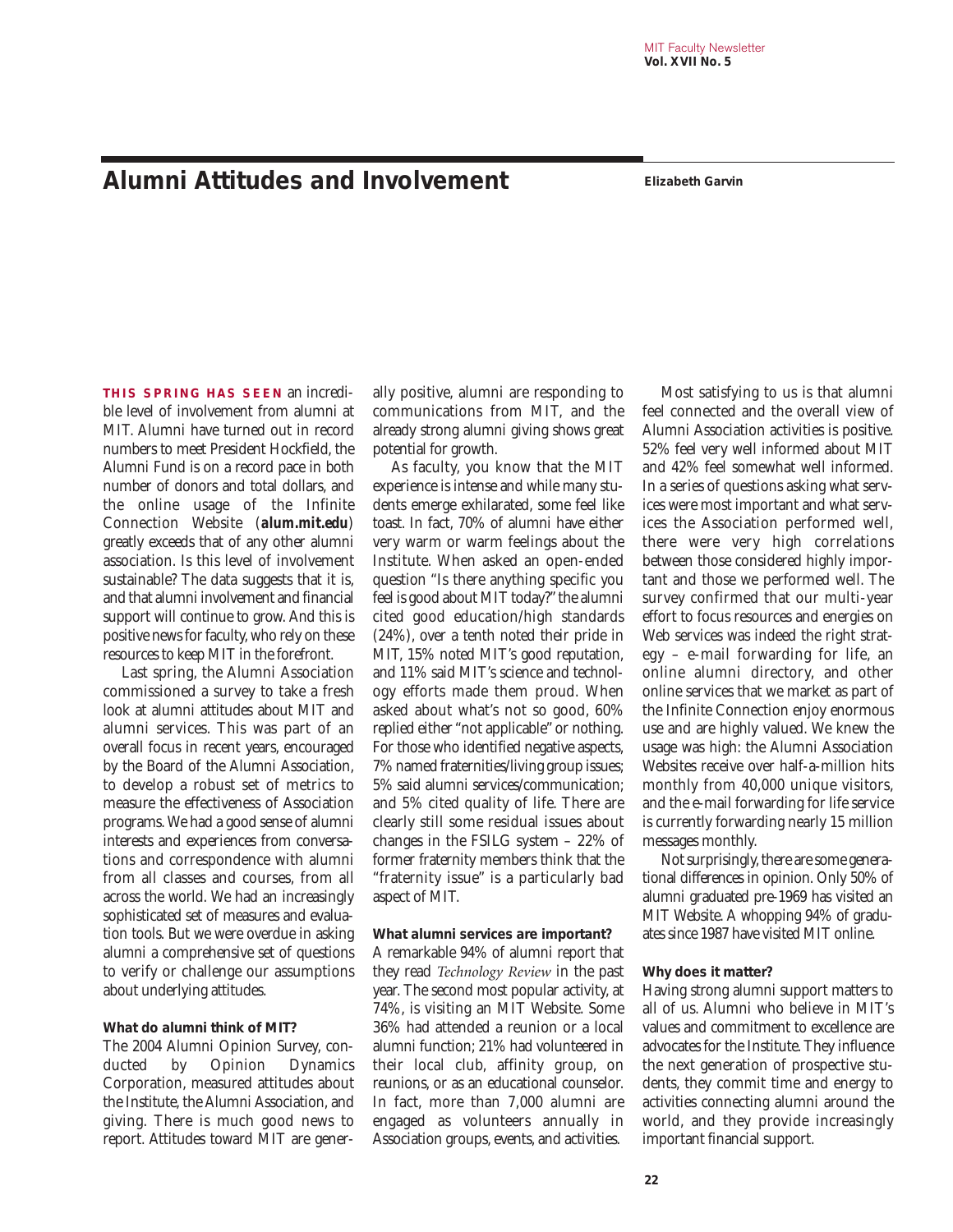# Alumni Attitudes and Involvement

**Elizabeth Garvin**

**THIS SPRING HAS SEEN** an incredible level of involvement from alumni at MIT. Alumni have turned out in record numbers to meet President Hockfield, the Alumni Fund is on a record pace in both number of donors and total dollars, and the online usage of the Infinite Connection Website (**alum.mit.edu**) greatly exceeds that of any other alumni association. Is this level of involvement sustainable? The data suggests that it is, and that alumni involvement and financial support will continue to grow. And this is positive news for faculty, who rely on these resources to keep MIT in the forefront.

Last spring, the Alumni Association commissioned a survey to take a fresh look at alumni attitudes about MIT and alumni services. This was part of an overall focus in recent years, encouraged by the Board of the Alumni Association, to develop a robust set of metrics to measure the effectiveness of Association programs. We had a good sense of alumni interests and experiences from conversations and correspondence with alumni from all classes and courses, from all across the world. We had an increasingly sophisticated set of measures and evaluation tools. But we were overdue in asking alumni a comprehensive set of questions to verify or challenge our assumptions about underlying attitudes.

**What do alumni think of MIT?**

The 2004 Alumni Opinion Survey, conducted by Opinion Dynamics Corporation, measured attitudes about the Institute, the Alumni Association, and giving. There is much good news to report. Attitudes toward MIT are generally positive, alumni are responding to communications from MIT, and the already strong alumni giving shows great potential for growth.

As faculty, you know that the MIT experience is intense and while many students emerge exhilarated, some feel like toast. In fact, 70% of alumni have either very warm or warm feelings about the Institute. When asked an open-ended question "Is there anything specific you feel is good about MIT today?" the alumni cited good education/high standards (24%), over a tenth noted their pride in MIT, 15% noted MIT's good reputation, and 11% said MIT's science and technology efforts made them proud. When asked about what's not so good, 60% replied either "not applicable" or nothing. For those who identified negative aspects, 7% named fraternities/living group issues; 5% said alumni services/communication; and 5% cited quality of life. There are clearly still some residual issues about changes in the FSILG system – 22% of former fraternity members think that the "fraternity issue" is a particularly bad aspect of MIT.

**What alumni services are important?**

A remarkable 94% of alumni report that they read *Technology Review* in the past year. The second most popular activity, at 74%, is visiting an MIT Website. Some 36% had attended a reunion or a local alumni function; 21% had volunteered in their local club, affinity group, on reunions, or as an educational counselor. In fact, more than 7,000 alumni are engaged as volunteers annually in Association groups, events, and activities.

Most satisfying to us is that alumni feel connected and the overall view of Alumni Association activities is positive. 52% feel very well informed about MIT and 42% feel somewhat well informed. In a series of questions asking what services were most important and what services the Association performed well, there were very high correlations between those considered highly important and those we performed well. The survey confirmed that our multi-year effort to focus resources and energies on Web services was indeed the right strategy – e-mail forwarding for life, an online alumni directory, and other online services that we market as part of the Infinite Connection enjoy enormous use and are highly valued. We knew the usage was high: the Alumni Association Websites receive over half-a-million hits monthly from 40,000 unique visitors, and the e-mail forwarding for life service is currently forwarding nearly 15 million messages monthly.

Not surprisingly, there are some generational differences in opinion. Only 50% of alumni graduated pre-1969 has visited an MIT Website. A whopping 94% of graduates since 1987 have visited MIT online.

**Why does it matter?**

Having strong alumni support matters to all of us. Alumni who believe in MIT's values and commitment to excellence are advocates for the Institute. They influence the next generation of prospective students, they commit time and energy to activities connecting alumni around the world, and they provide increasingly important financial support.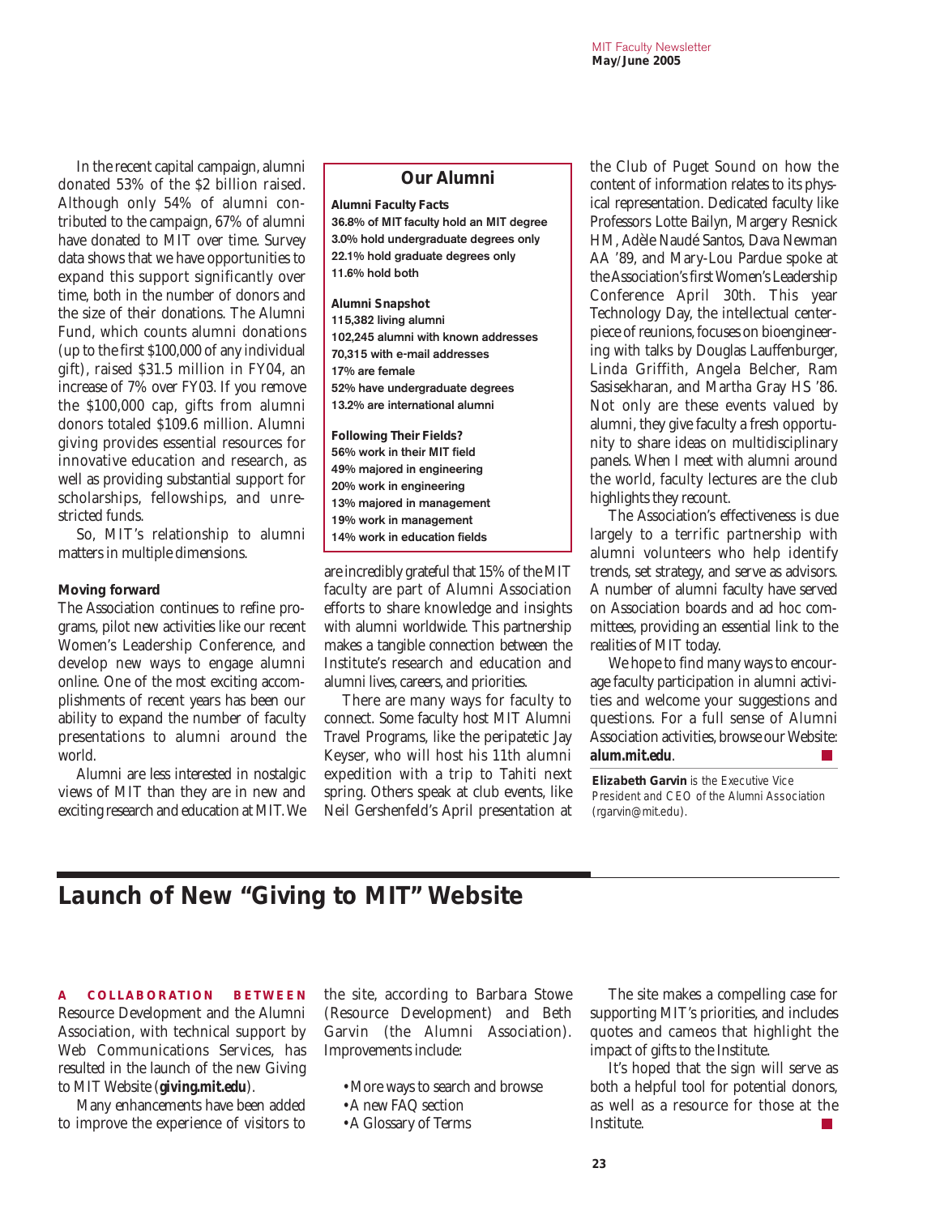In the recent capital campaign, alumni donated 53% of the $2 billion raised. Although only 54% of alumni contributed to the campaign, 67% of alumni have donated to MIT over time. Survey data shows that we have opportunities to expand this support significantly over time, both in the number of donors and the size of their donations. The Alumni Fund, which counts alumni donations (up to the first $100,000 of any individual gift), raised $31.5 million in FY04, an increase of 7% over FY03. If you remove the $100,000 cap, gifts from alumni donors totaled $109.6 million. Alumni giving provides essential resources for innovative education and research, as well as providing substantial support for scholarships, fellowships, and unrestricted funds.

So, MIT's relationship to alumni matters in multiple dimensions.

**Moving forward**

The Association continues to refine programs, pilot new activities like our recent Women's Leadership Conference, and develop new ways to engage alumni online. One of the most exciting accomplishments of recent years has been our ability to expand the number of faculty presentations to alumni around the world.

Alumni are less interested in nostalgic views of MIT than they are in new and exciting research and education at MIT. We are incredibly grateful that 15% of the MIT faculty are part of Alumni Association efforts to share knowledge and insights with alumni worldwide. This partnership makes a tangible connection between the Institute's research and education and alumni lives, careers, and priorities.

There are many ways for faculty to connect. Some faculty host MIT Alumni Travel Programs, like the peripatetic Jay Keyser, who will host his 11th alumni expedition with a trip to Tahiti next spring. Others speak at club events, like Neil Gershenfeld's April presentation at the Club of Puget Sound on how the content of information relates to its physical representation. Dedicated faculty like Professors Lotte Bailyn, Margery Resnick HM, Adèle Naudé Santos, Dava Newman AA '89, and Mary-Lou Pardue spoke at the Association's first Women's Leadership Conference April 30th. This year Technology Day, the intellectual centerpiece of reunions, focuses on bioengineering with talks by Douglas Lauffenburger, Linda Griffith, Angela Belcher, Ram Sasisekharan, and Martha Gray HS '86. Not only are these events valued by alumni, they give faculty a fresh opportunity to share ideas on multidisciplinary panels. When I meet with alumni around the world, faculty lectures are the club highlights they recount.

The Association's effectiveness is due largely to a terrific partnership with alumni volunteers who help identify trends, set strategy, and serve as advisors. A number of alumni faculty have served on Association boards and ad hoc committees, providing an essential link to the realities of MIT today.

We hope to find many ways to encourage faculty participation in alumni activities and welcome your suggestions and questions. For a full sense of Alumni Association activities, browse our Website: **alum.mit.edu**.

**Elizabeth Garvin** is the Executive Vice President and CEO of the Alumni Association (rgarvin@mit.edu).

> **Our Alumni**
>
> **Alumni Faculty Facts**
> 36.8% of MIT faculty hold an MIT degree
> 3.0% hold undergraduate degrees only
> 22.1% hold graduate degrees only
> 11.6% hold both
>
> **Alumni Snapshot**
> 115,382 living alumni
> 102,245 alumni with known addresses
> 70,315 with e-mail addresses
> 17% are female
> 52% have undergraduate degrees
> 13.2% are international alumni
>
> **Following Their Fields?**
> 56% work in their MIT field
> 49% majored in engineering
> 20% work in engineering
> 13% majored in management
> 19% work in management
> 14% work in education fields

## Launch of New "Giving to MIT" Website

A COLLABORATION BETWEEN Resource Development and the Alumni Association, with technical support by Web Communications Services, has resulted in the launch of the new Giving to MIT Website (**giving.mit.edu**).

Many enhancements have been added to improve the experience of visitors to the site, according to Barbara Stowe (Resource Development) and Beth Garvin (the Alumni Association). Improvements include:

- More ways to search and browse
- A new FAQ section
- A Glossary of Terms

The site makes a compelling case for supporting MIT's priorities, and includes quotes and cameos that highlight the impact of gifts to the Institute.

It's hoped that the sign will serve as both a helpful tool for potential donors, as well as a resource for those at the Institute.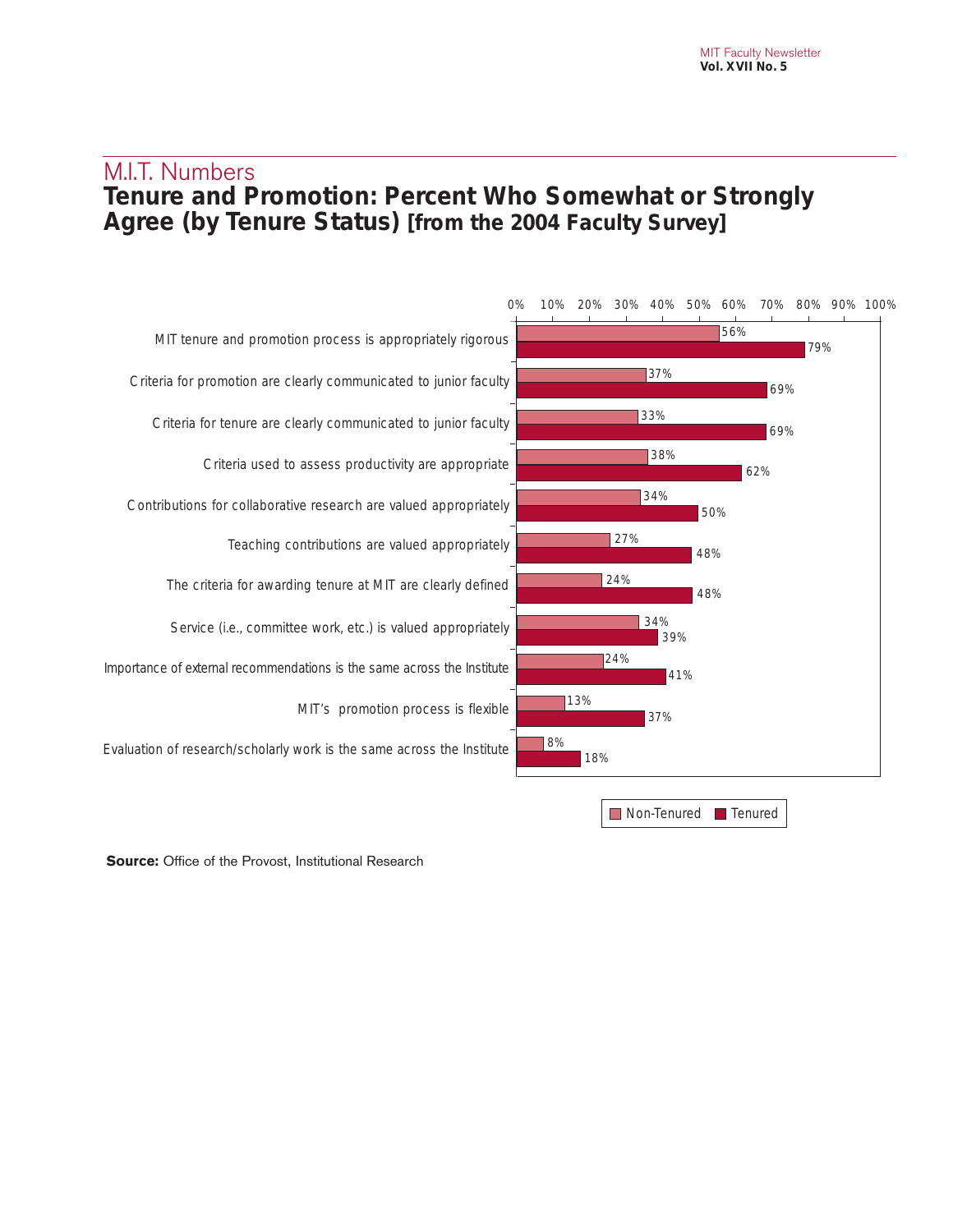# M.I.T. Numbers

## Tenure and Promotion: Percent Who Somewhat or Strongly Agree (by Tenure Status) [from the 2004 Faculty Survey]

0% 10% 20% 30% 40% 50% 60% 70% 80% 90% 100%

MIT tenure and promotion process is appropriately rigorous
56%
79%

Criteria for promotion are clearly communicated to junior faculty
37%
69%

Criteria for tenure are clearly communicated to junior faculty
33%
69%

Criteria used to assess productivity are appropriate
38%
62%

Contributions for collaborative research are valued appropriately
34%
50%

Teaching contributions are valued appropriately
27%
48%

The criteria for awarding tenure at MIT are clearly defined
24%
48%

Service (i.e., committee work, etc.) is valued appropriately
34%
39%

Importance of external recommendations is the same across the Institute
24%
41%

MIT's promotion process is flexible
13%
37%

Evaluation of research/scholarly work is the same across the Institute
8%
18%

Non-Tenured
Tenured

**Source:** Office of the Provost, Institutional Research